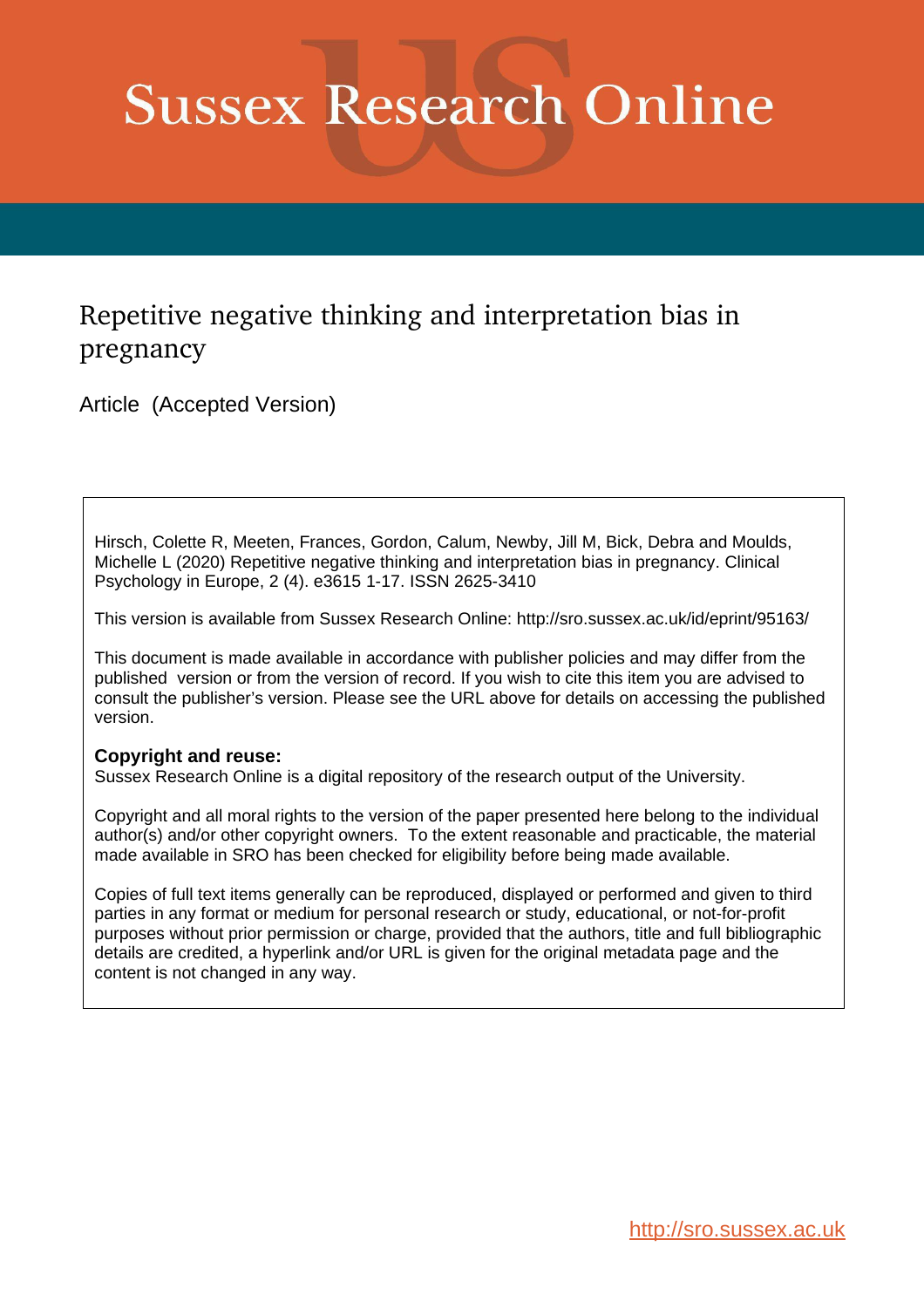# Sussex Research Online

## Repetitive negative thinking and interpretation bias in pregnancy

Article (Accepted Version)

Hirsch, Colette R, Meeten, Frances, Gordon, Calum, Newby, Jill M, Bick, Debra and Moulds, Michelle L (2020) Repetitive negative thinking and interpretation bias in pregnancy. Clinical Psychology in Europe, 2 (4). e3615 1-17. ISSN 2625-3410

This version is available from Sussex Research Online: http://sro.sussex.ac.uk/id/eprint/95163/

This document is made available in accordance with publisher policies and may differ from the published version or from the version of record. If you wish to cite this item you are advised to consult the publisher's version. Please see the URL above for details on accessing the published version.

**Copyright and reuse:**
Sussex Research Online is a digital repository of the research output of the University.

Copyright and all moral rights to the version of the paper presented here belong to the individual author(s) and/or other copyright owners. To the extent reasonable and practicable, the material made available in SRO has been checked for eligibility before being made available.

Copies of full text items generally can be reproduced, displayed or performed and given to third parties in any format or medium for personal research or study, educational, or not-for-profit purposes without prior permission or charge, provided that the authors, title and full bibliographic details are credited, a hyperlink and/or URL is given for the original metadata page and the content is not changed in any way.

http://sro.sussex.ac.uk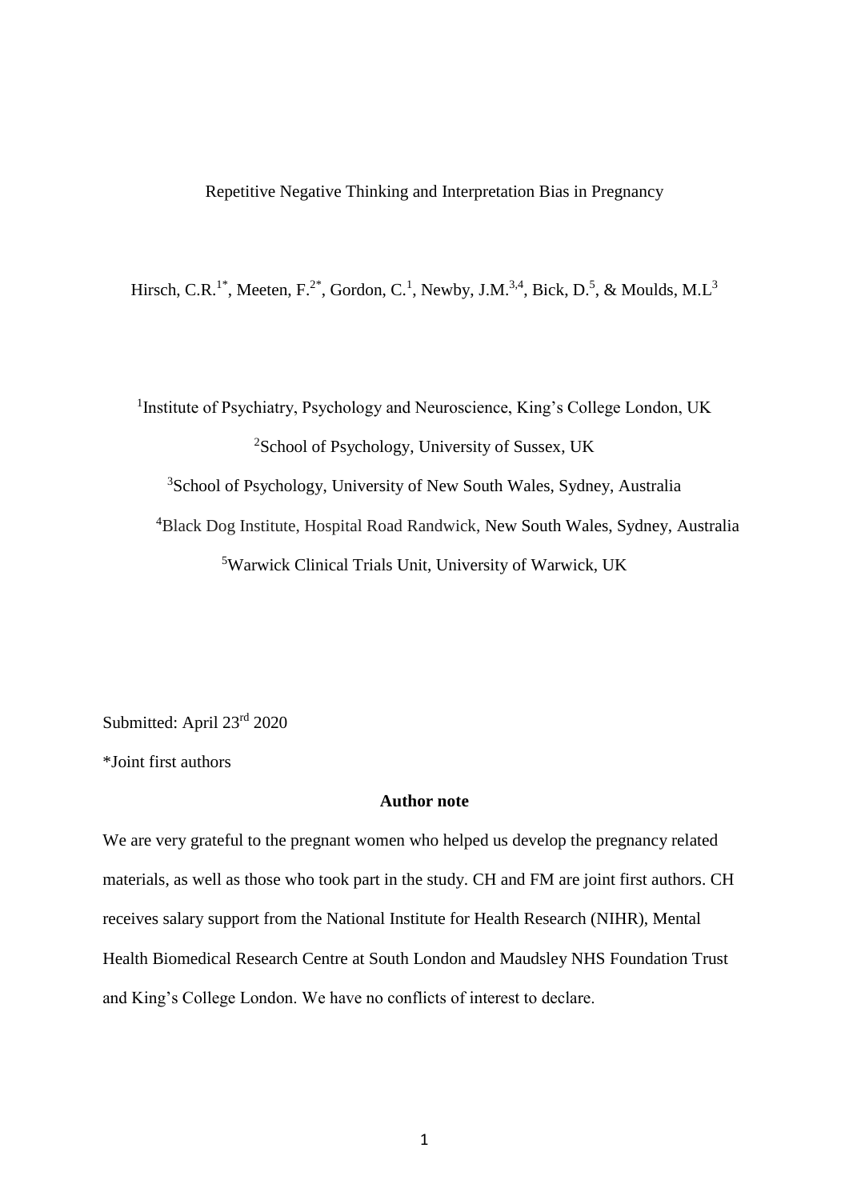Repetitive Negative Thinking and Interpretation Bias in Pregnancy

Hirsch, C.R.[1*], Meeten, F.[2*], Gordon, C.[1], Newby, J.M.[3,4], Bick, D.[5], & Moulds, M.L[3]

[1]Institute of Psychiatry, Psychology and Neuroscience, King's College London, UK

[2]School of Psychology, University of Sussex, UK

[3]School of Psychology, University of New South Wales, Sydney, Australia

[4]Black Dog Institute, Hospital Road Randwick, New South Wales, Sydney, Australia

[5]Warwick Clinical Trials Unit, University of Warwick, UK

Submitted: April 23rd 2020

*Joint first authors

**Author note**

We are very grateful to the pregnant women who helped us develop the pregnancy related materials, as well as those who took part in the study. CH and FM are joint first authors. CH receives salary support from the National Institute for Health Research (NIHR), Mental Health Biomedical Research Centre at South London and Maudsley NHS Foundation Trust and King's College London. We have no conflicts of interest to declare.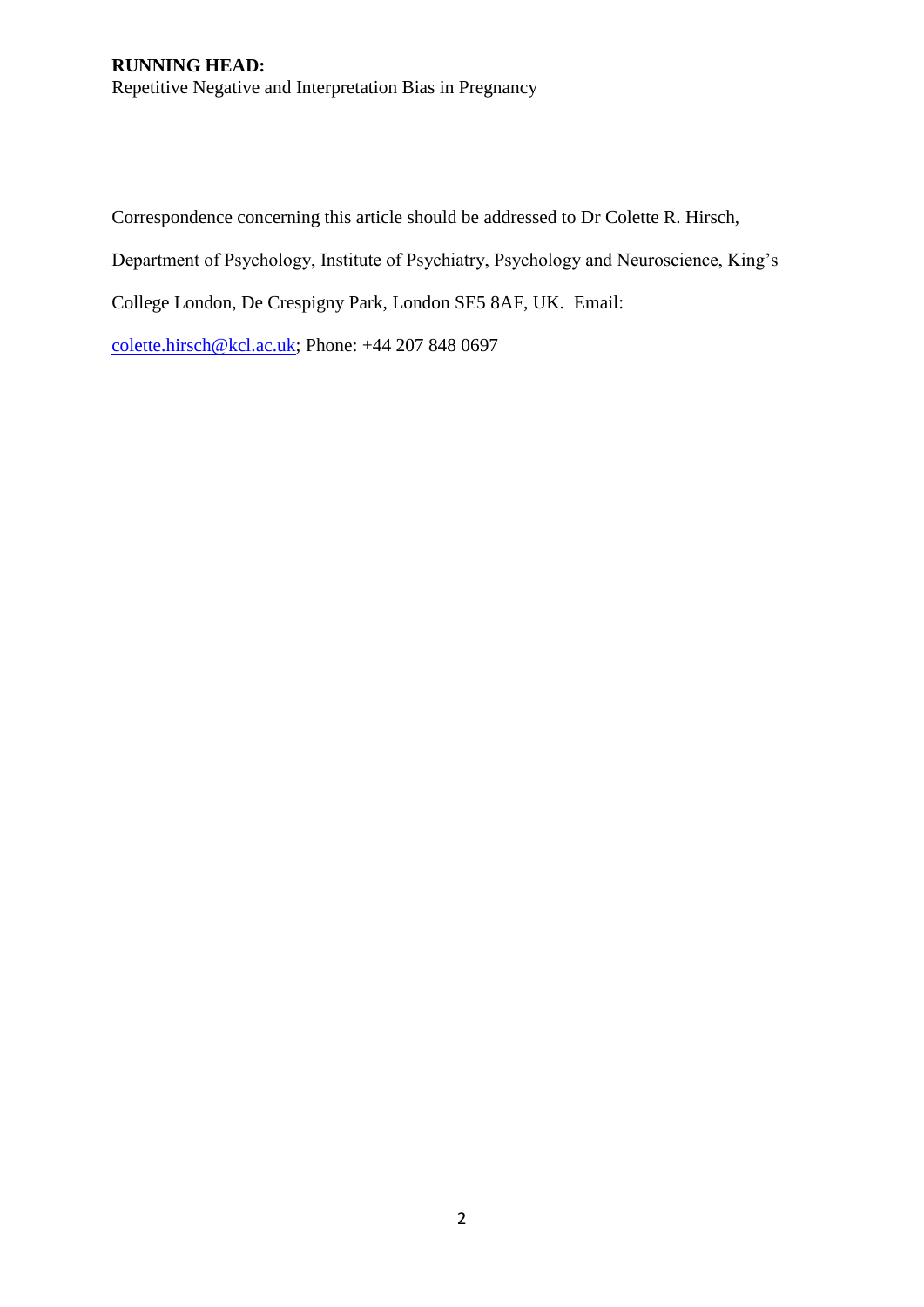**RUNNING HEAD:**
Repetitive Negative and Interpretation Bias in Pregnancy

Correspondence concerning this article should be addressed to Dr Colette R. Hirsch, Department of Psychology, Institute of Psychiatry, Psychology and Neuroscience, King's College London, De Crespigny Park, London SE5 8AF, UK. Email: colette.hirsch@kcl.ac.uk; Phone: +44 207 848 0697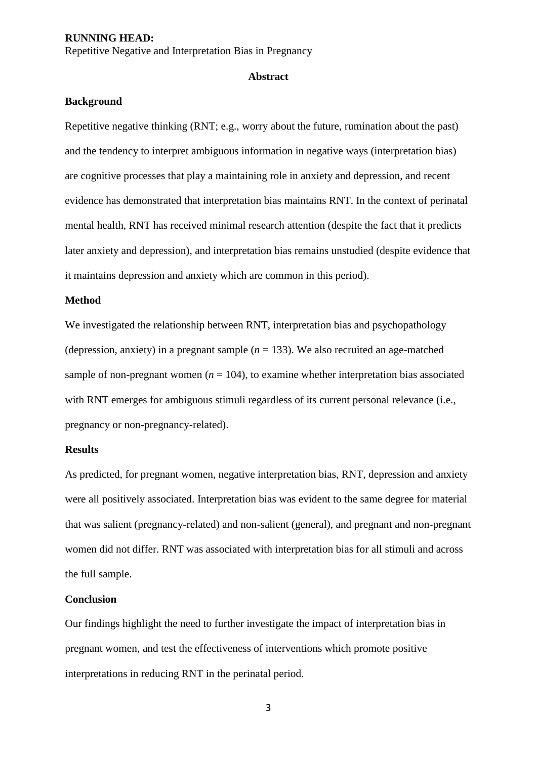## Abstract

### Background

Repetitive negative thinking (RNT; e.g., worry about the future, rumination about the past) and the tendency to interpret ambiguous information in negative ways (interpretation bias) are cognitive processes that play a maintaining role in anxiety and depression, and recent evidence has demonstrated that interpretation bias maintains RNT. In the context of perinatal mental health, RNT has received minimal research attention (despite the fact that it predicts later anxiety and depression), and interpretation bias remains unstudied (despite evidence that it maintains depression and anxiety which are common in this period).

### Method

We investigated the relationship between RNT, interpretation bias and psychopathology (depression, anxiety) in a pregnant sample ($n$ = 133). We also recruited an age-matched sample of non-pregnant women ($n$ = 104), to examine whether interpretation bias associated with RNT emerges for ambiguous stimuli regardless of its current personal relevance (i.e., pregnancy or non-pregnancy-related).

### Results

As predicted, for pregnant women, negative interpretation bias, RNT, depression and anxiety were all positively associated. Interpretation bias was evident to the same degree for material that was salient (pregnancy-related) and non-salient (general), and pregnant and non-pregnant women did not differ. RNT was associated with interpretation bias for all stimuli and across the full sample.

### Conclusion

Our findings highlight the need to further investigate the impact of interpretation bias in pregnant women, and test the effectiveness of interventions which promote positive interpretations in reducing RNT in the perinatal period.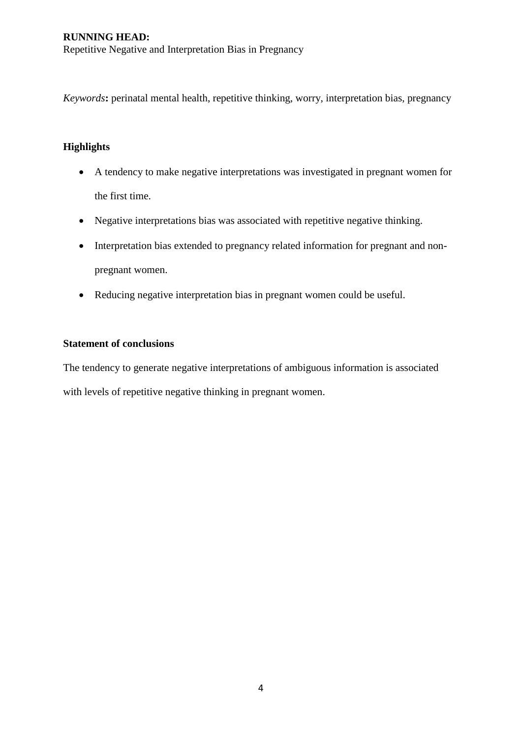*Keywords***:** perinatal mental health, repetitive thinking, worry, interpretation bias, pregnancy

## Highlights

- A tendency to make negative interpretations was investigated in pregnant women for the first time.
- Negative interpretations bias was associated with repetitive negative thinking.
- Interpretation bias extended to pregnancy related information for pregnant and non-pregnant women.
- Reducing negative interpretation bias in pregnant women could be useful.

## Statement of conclusions

The tendency to generate negative interpretations of ambiguous information is associated with levels of repetitive negative thinking in pregnant women.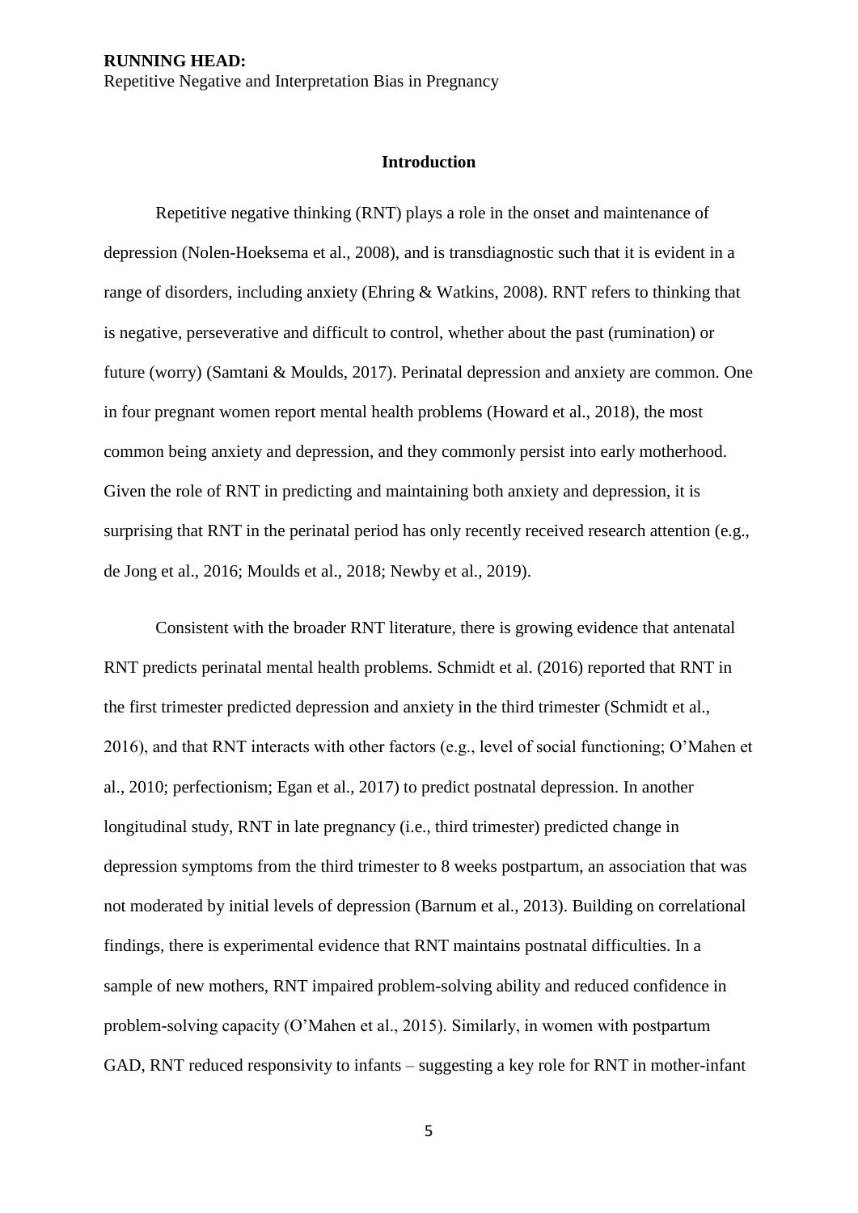## Introduction

Repetitive negative thinking (RNT) plays a role in the onset and maintenance of depression (Nolen-Hoeksema et al., 2008), and is transdiagnostic such that it is evident in a range of disorders, including anxiety (Ehring & Watkins, 2008). RNT refers to thinking that is negative, perseverative and difficult to control, whether about the past (rumination) or future (worry) (Samtani & Moulds, 2017). Perinatal depression and anxiety are common. One in four pregnant women report mental health problems (Howard et al., 2018), the most common being anxiety and depression, and they commonly persist into early motherhood. Given the role of RNT in predicting and maintaining both anxiety and depression, it is surprising that RNT in the perinatal period has only recently received research attention (e.g., de Jong et al., 2016; Moulds et al., 2018; Newby et al., 2019).

Consistent with the broader RNT literature, there is growing evidence that antenatal RNT predicts perinatal mental health problems. Schmidt et al. (2016) reported that RNT in the first trimester predicted depression and anxiety in the third trimester (Schmidt et al., 2016), and that RNT interacts with other factors (e.g., level of social functioning; O'Mahen et al., 2010; perfectionism; Egan et al., 2017) to predict postnatal depression. In another longitudinal study, RNT in late pregnancy (i.e., third trimester) predicted change in depression symptoms from the third trimester to 8 weeks postpartum, an association that was not moderated by initial levels of depression (Barnum et al., 2013). Building on correlational findings, there is experimental evidence that RNT maintains postnatal difficulties. In a sample of new mothers, RNT impaired problem-solving ability and reduced confidence in problem-solving capacity (O'Mahen et al., 2015). Similarly, in women with postpartum GAD, RNT reduced responsivity to infants – suggesting a key role for RNT in mother-infant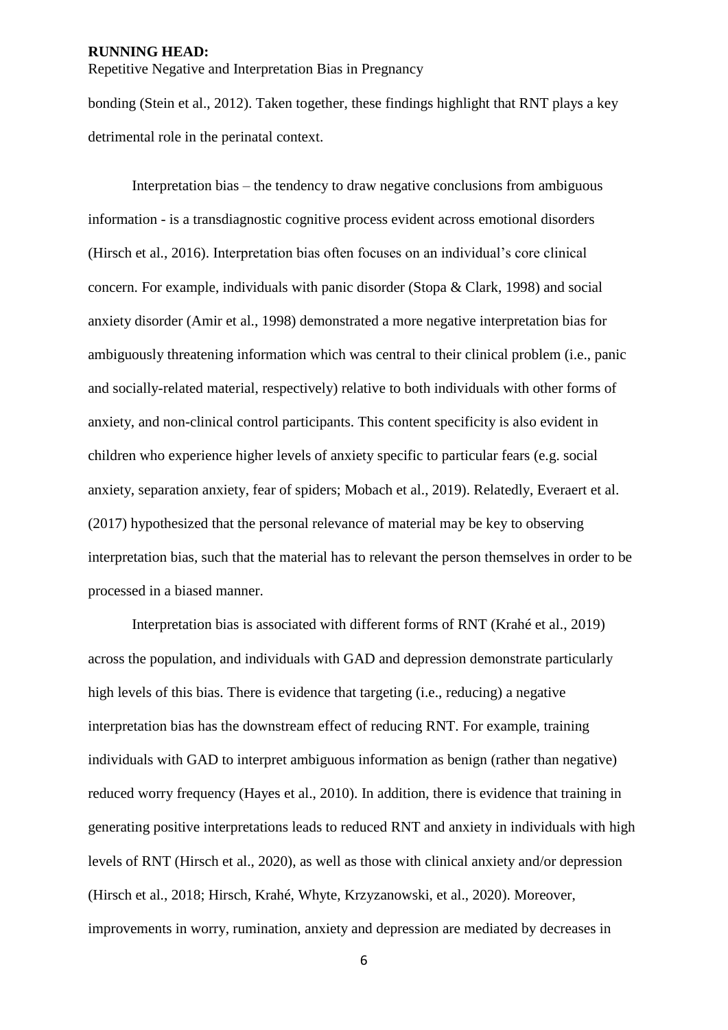bonding (Stein et al., 2012). Taken together, these findings highlight that RNT plays a key detrimental role in the perinatal context.

Interpretation bias – the tendency to draw negative conclusions from ambiguous information - is a transdiagnostic cognitive process evident across emotional disorders (Hirsch et al., 2016). Interpretation bias often focuses on an individual's core clinical concern. For example, individuals with panic disorder (Stopa & Clark, 1998) and social anxiety disorder (Amir et al., 1998) demonstrated a more negative interpretation bias for ambiguously threatening information which was central to their clinical problem (i.e., panic and socially-related material, respectively) relative to both individuals with other forms of anxiety, and non-clinical control participants. This content specificity is also evident in children who experience higher levels of anxiety specific to particular fears (e.g. social anxiety, separation anxiety, fear of spiders; Mobach et al., 2019). Relatedly, Everaert et al. (2017) hypothesized that the personal relevance of material may be key to observing interpretation bias, such that the material has to relevant the person themselves in order to be processed in a biased manner.

Interpretation bias is associated with different forms of RNT (Krahé et al., 2019) across the population, and individuals with GAD and depression demonstrate particularly high levels of this bias. There is evidence that targeting (i.e., reducing) a negative interpretation bias has the downstream effect of reducing RNT. For example, training individuals with GAD to interpret ambiguous information as benign (rather than negative) reduced worry frequency (Hayes et al., 2010). In addition, there is evidence that training in generating positive interpretations leads to reduced RNT and anxiety in individuals with high levels of RNT (Hirsch et al., 2020), as well as those with clinical anxiety and/or depression (Hirsch et al., 2018; Hirsch, Krahé, Whyte, Krzyzanowski, et al., 2020). Moreover, improvements in worry, rumination, anxiety and depression are mediated by decreases in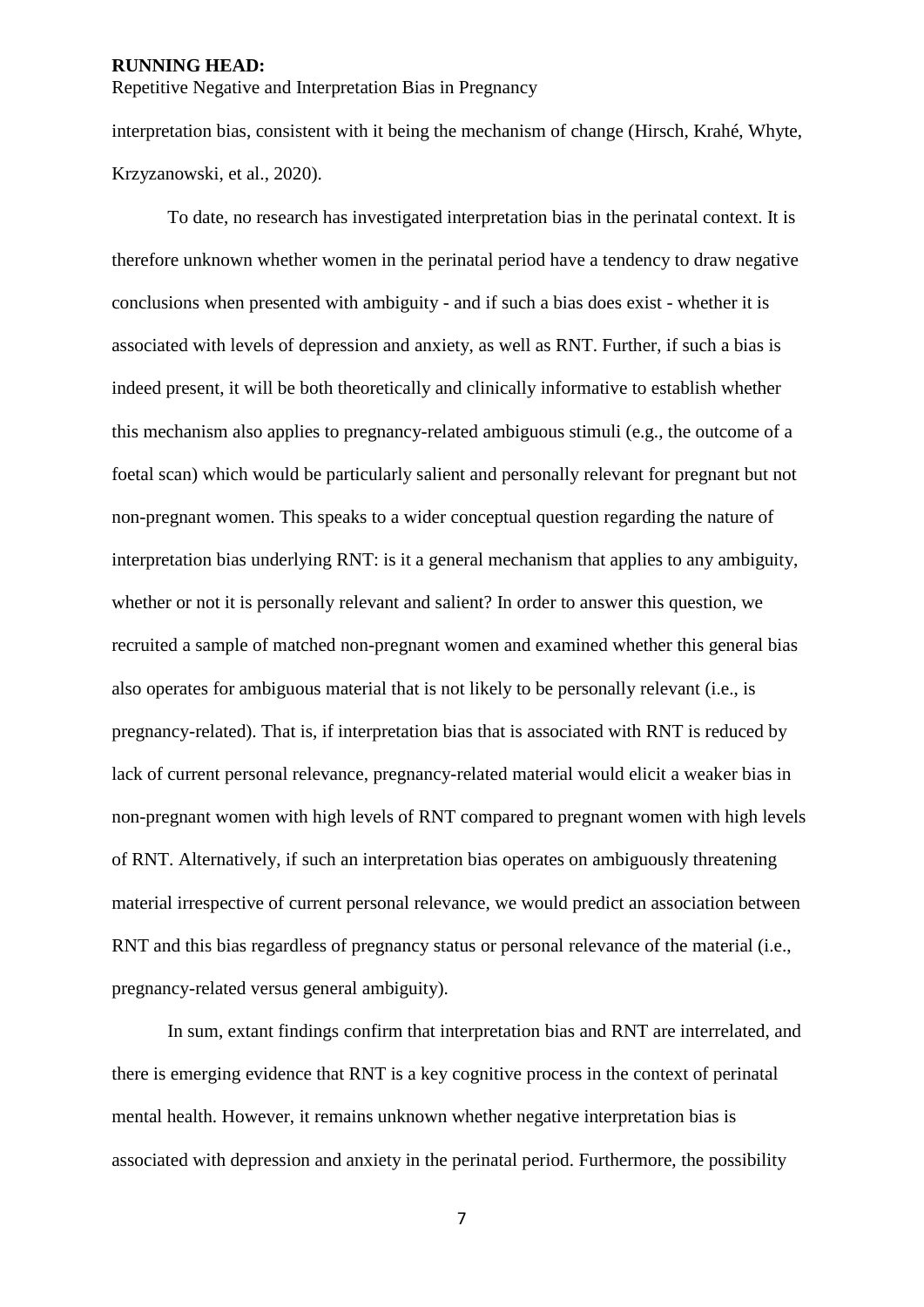interpretation bias, consistent with it being the mechanism of change (Hirsch, Krahé, Whyte, Krzyzanowski, et al., 2020).

To date, no research has investigated interpretation bias in the perinatal context. It is therefore unknown whether women in the perinatal period have a tendency to draw negative conclusions when presented with ambiguity - and if such a bias does exist - whether it is associated with levels of depression and anxiety, as well as RNT. Further, if such a bias is indeed present, it will be both theoretically and clinically informative to establish whether this mechanism also applies to pregnancy-related ambiguous stimuli (e.g., the outcome of a foetal scan) which would be particularly salient and personally relevant for pregnant but not non-pregnant women. This speaks to a wider conceptual question regarding the nature of interpretation bias underlying RNT: is it a general mechanism that applies to any ambiguity, whether or not it is personally relevant and salient? In order to answer this question, we recruited a sample of matched non-pregnant women and examined whether this general bias also operates for ambiguous material that is not likely to be personally relevant (i.e., is pregnancy-related). That is, if interpretation bias that is associated with RNT is reduced by lack of current personal relevance, pregnancy-related material would elicit a weaker bias in non-pregnant women with high levels of RNT compared to pregnant women with high levels of RNT. Alternatively, if such an interpretation bias operates on ambiguously threatening material irrespective of current personal relevance, we would predict an association between RNT and this bias regardless of pregnancy status or personal relevance of the material (i.e., pregnancy-related versus general ambiguity).

In sum, extant findings confirm that interpretation bias and RNT are interrelated, and there is emerging evidence that RNT is a key cognitive process in the context of perinatal mental health. However, it remains unknown whether negative interpretation bias is associated with depression and anxiety in the perinatal period. Furthermore, the possibility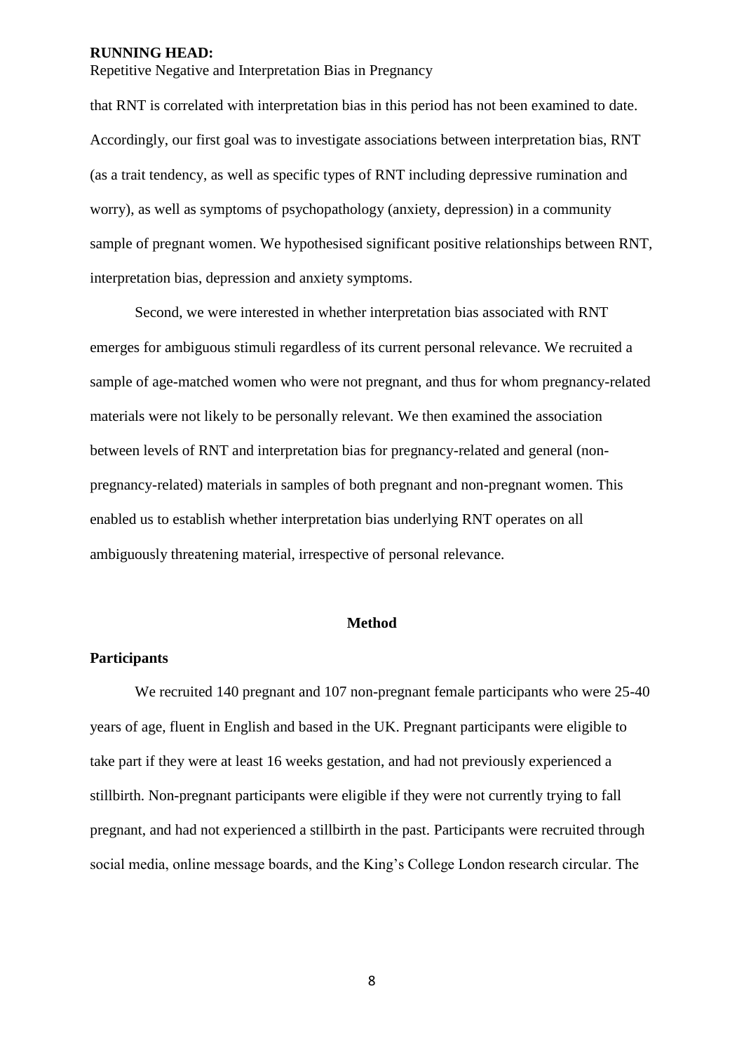that RNT is correlated with interpretation bias in this period has not been examined to date. Accordingly, our first goal was to investigate associations between interpretation bias, RNT (as a trait tendency, as well as specific types of RNT including depressive rumination and worry), as well as symptoms of psychopathology (anxiety, depression) in a community sample of pregnant women. We hypothesised significant positive relationships between RNT, interpretation bias, depression and anxiety symptoms.

Second, we were interested in whether interpretation bias associated with RNT emerges for ambiguous stimuli regardless of its current personal relevance. We recruited a sample of age-matched women who were not pregnant, and thus for whom pregnancy-related materials were not likely to be personally relevant. We then examined the association between levels of RNT and interpretation bias for pregnancy-related and general (non-pregnancy-related) materials in samples of both pregnant and non-pregnant women. This enabled us to establish whether interpretation bias underlying RNT operates on all ambiguously threatening material, irrespective of personal relevance.

## Method

### Participants

We recruited 140 pregnant and 107 non-pregnant female participants who were 25-40 years of age, fluent in English and based in the UK. Pregnant participants were eligible to take part if they were at least 16 weeks gestation, and had not previously experienced a stillbirth. Non-pregnant participants were eligible if they were not currently trying to fall pregnant, and had not experienced a stillbirth in the past. Participants were recruited through social media, online message boards, and the King's College London research circular. The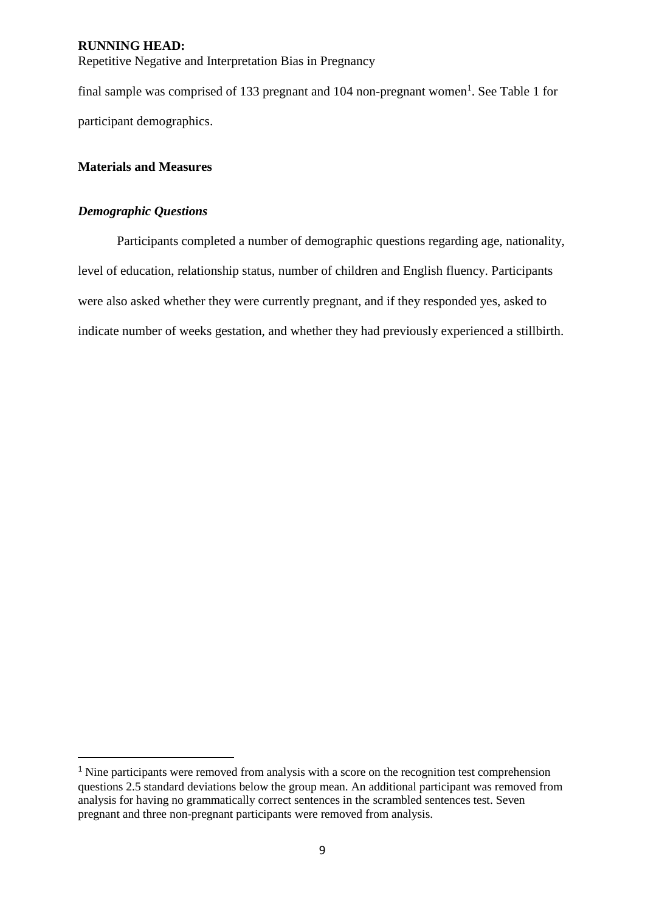final sample was comprised of 133 pregnant and 104 non-pregnant women[1]. See Table 1 for participant demographics.

## Materials and Measures

### *Demographic Questions*

Participants completed a number of demographic questions regarding age, nationality, level of education, relationship status, number of children and English fluency. Participants were also asked whether they were currently pregnant, and if they responded yes, asked to indicate number of weeks gestation, and whether they had previously experienced a stillbirth.

[1] Nine participants were removed from analysis with a score on the recognition test comprehension questions 2.5 standard deviations below the group mean. An additional participant was removed from analysis for having no grammatically correct sentences in the scrambled sentences test. Seven pregnant and three non-pregnant participants were removed from analysis.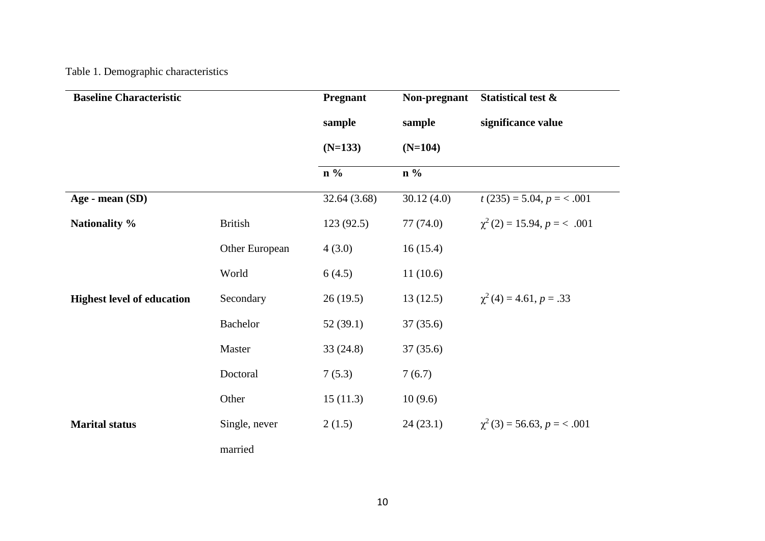Table 1. Demographic characteristics

| Baseline Characteristic | | Pregnant sample (N=133) | Non-pregnant sample (N=104) | Statistical test & significance value |
|---|---|---|---|---|
| | | n % | n % | |
| **Age - mean (SD)** | | 32.64 (3.68) | 30.12 (4.0) | $t$ (235) = 5.04, $p$ = < .001 |
| **Nationality %** | British | 123 (92.5) | 77 (74.0) | $\chi^2$ (2) = 15.94, $p$ = < .001 |
| | Other European | 4 (3.0) | 16 (15.4) | |
| | World | 6 (4.5) | 11 (10.6) | |
| **Highest level of education** | Secondary | 26 (19.5) | 13 (12.5) | $\chi^2$ (4) = 4.61, $p$ = .33 |
| | Bachelor | 52 (39.1) | 37 (35.6) | |
| | Master | 33 (24.8) | 37 (35.6) | |
| | Doctoral | 7 (5.3) | 7 (6.7) | |
| | Other | 15 (11.3) | 10 (9.6) | |
| **Marital status** | Single, never married | 2 (1.5) | 24 (23.1) | $\chi^2$ (3) = 56.63, $p$ = < .001 |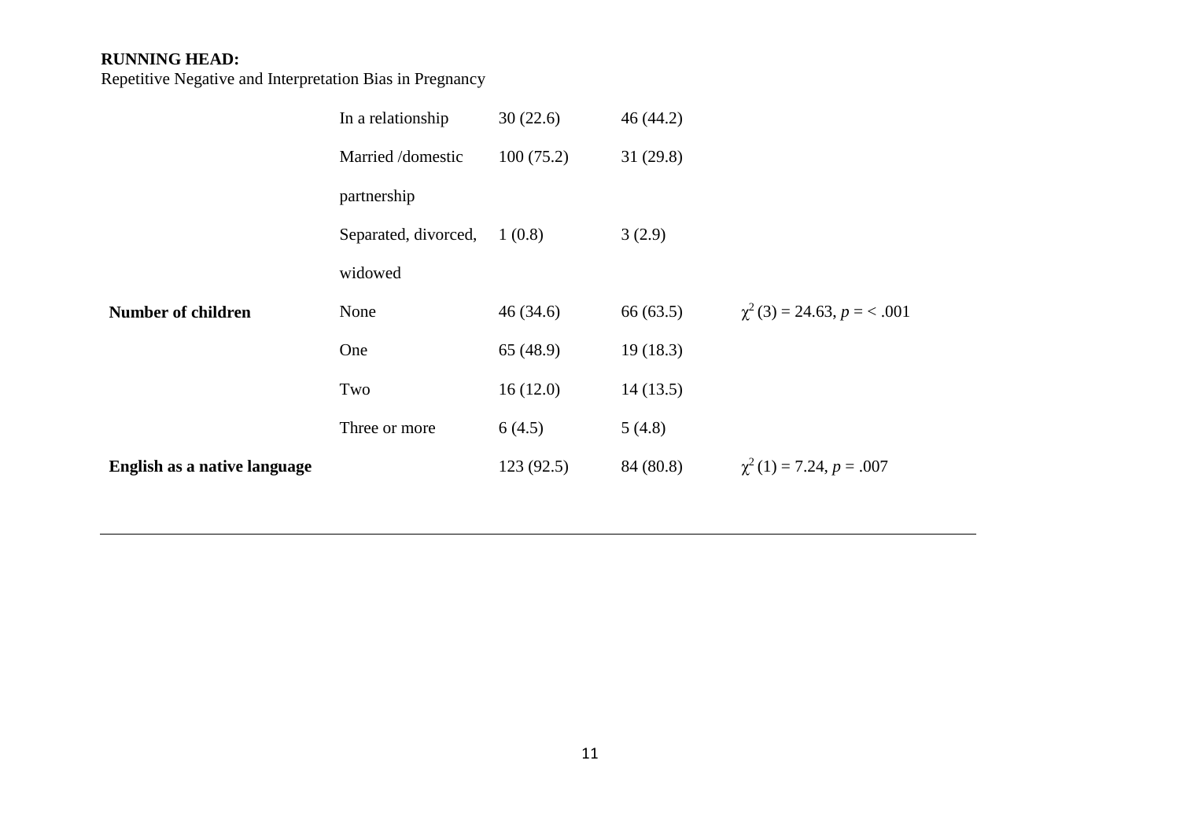|  |  |  |  |  |
|---|---|---|---|---|
|  | In a relationship | 30 (22.6) | 46 (44.2) |  |
|  | Married /domestic partnership | 100 (75.2) | 31 (29.8) |  |
|  | Separated, divorced, widowed | 1 (0.8) | 3 (2.9) |  |
| **Number of children** | None | 46 (34.6) | 66 (63.5) | $\chi^2$ (3) = 24.63, $p$ = < .001 |
|  | One | 65 (48.9) | 19 (18.3) |  |
|  | Two | 16 (12.0) | 14 (13.5) |  |
|  | Three or more | 6 (4.5) | 5 (4.8) |  |
| **English as a native language** |  | 123 (92.5) | 84 (80.8) | $\chi^2$ (1) = 7.24, $p$ = .007 |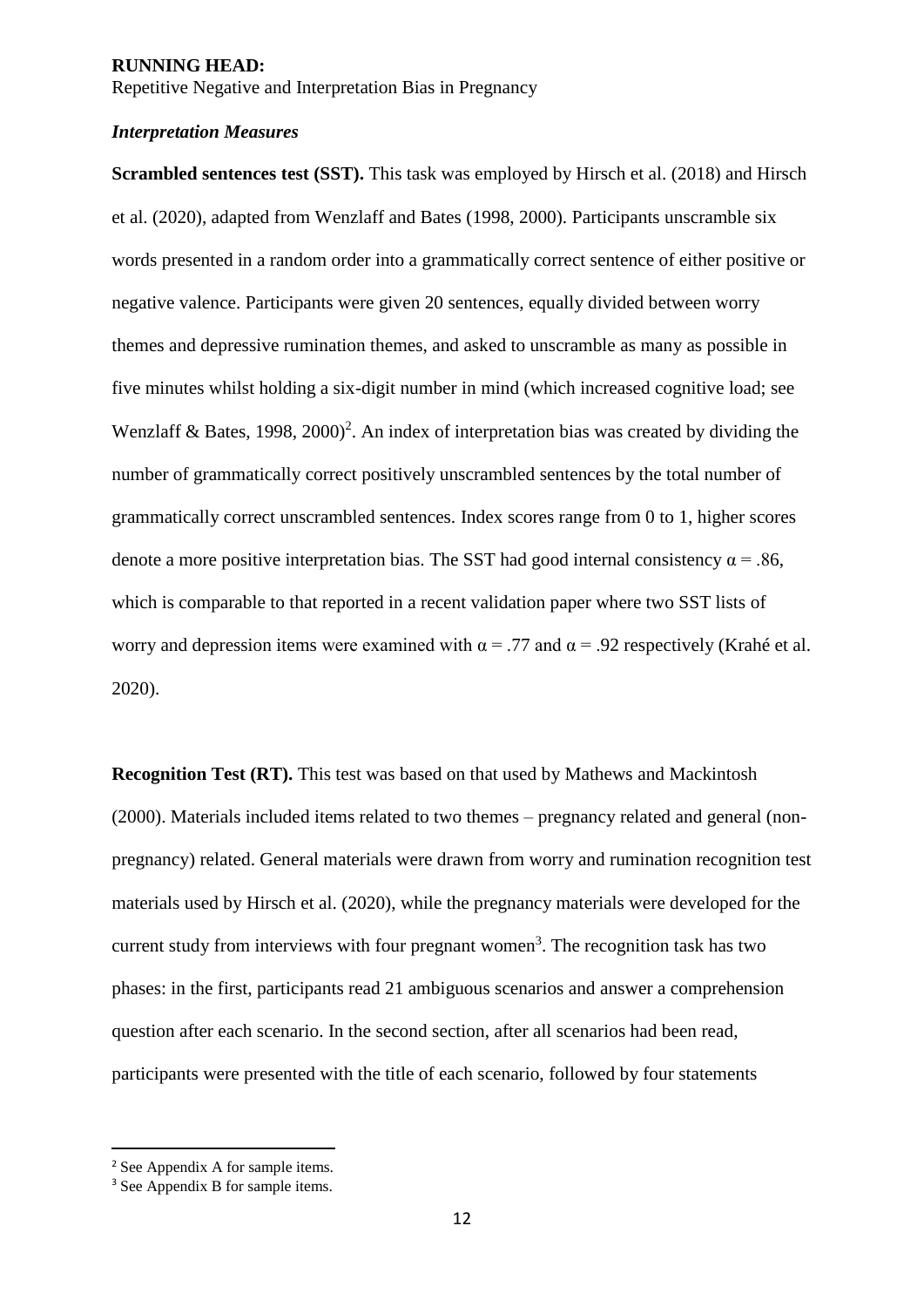### *Interpretation Measures*

**Scrambled sentences test (SST).** This task was employed by Hirsch et al. (2018) and Hirsch et al. (2020), adapted from Wenzlaff and Bates (1998, 2000). Participants unscramble six words presented in a random order into a grammatically correct sentence of either positive or negative valence. Participants were given 20 sentences, equally divided between worry themes and depressive rumination themes, and asked to unscramble as many as possible in five minutes whilst holding a six-digit number in mind (which increased cognitive load; see Wenzlaff & Bates, 1998, 2000)[2]. An index of interpretation bias was created by dividing the number of grammatically correct positively unscrambled sentences by the total number of grammatically correct unscrambled sentences. Index scores range from 0 to 1, higher scores denote a more positive interpretation bias. The SST had good internal consistency $\alpha = .86$, which is comparable to that reported in a recent validation paper where two SST lists of worry and depression items were examined with $\alpha = .77$ and $\alpha = .92$ respectively (Krahé et al. 2020).

**Recognition Test (RT).** This test was based on that used by Mathews and Mackintosh (2000). Materials included items related to two themes – pregnancy related and general (non-pregnancy) related. General materials were drawn from worry and rumination recognition test materials used by Hirsch et al. (2020), while the pregnancy materials were developed for the current study from interviews with four pregnant women[3]. The recognition task has two phases: in the first, participants read 21 ambiguous scenarios and answer a comprehension question after each scenario. In the second section, after all scenarios had been read, participants were presented with the title of each scenario, followed by four statements

[2] See Appendix A for sample items.

[3] See Appendix B for sample items.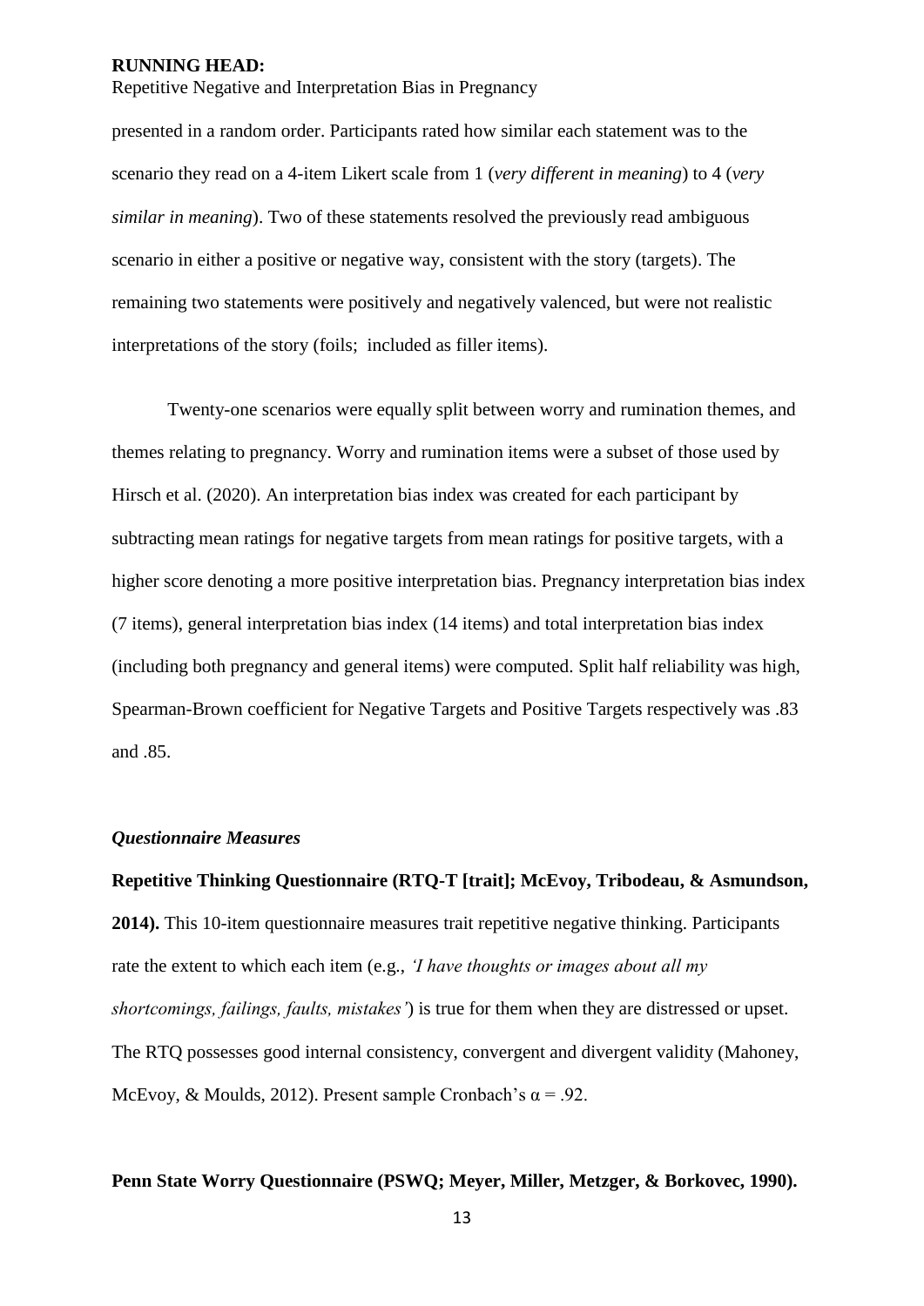presented in a random order. Participants rated how similar each statement was to the scenario they read on a 4-item Likert scale from 1 (*very different in meaning*) to 4 (*very similar in meaning*). Two of these statements resolved the previously read ambiguous scenario in either a positive or negative way, consistent with the story (targets). The remaining two statements were positively and negatively valenced, but were not realistic interpretations of the story (foils; included as filler items).

Twenty-one scenarios were equally split between worry and rumination themes, and themes relating to pregnancy. Worry and rumination items were a subset of those used by Hirsch et al. (2020). An interpretation bias index was created for each participant by subtracting mean ratings for negative targets from mean ratings for positive targets, with a higher score denoting a more positive interpretation bias. Pregnancy interpretation bias index (7 items), general interpretation bias index (14 items) and total interpretation bias index (including both pregnancy and general items) were computed. Split half reliability was high, Spearman-Brown coefficient for Negative Targets and Positive Targets respectively was .83 and .85.

### *Questionnaire Measures*

**Repetitive Thinking Questionnaire (RTQ-T [trait]; McEvoy, Tribodeau, & Asmundson, 2014).** This 10-item questionnaire measures trait repetitive negative thinking. Participants rate the extent to which each item (e.g., *'I have thoughts or images about all my shortcomings, failings, faults, mistakes'*) is true for them when they are distressed or upset. The RTQ possesses good internal consistency, convergent and divergent validity (Mahoney, McEvoy, & Moulds, 2012). Present sample Cronbach's $\alpha = .92$.

**Penn State Worry Questionnaire (PSWQ; Meyer, Miller, Metzger, & Borkovec, 1990).**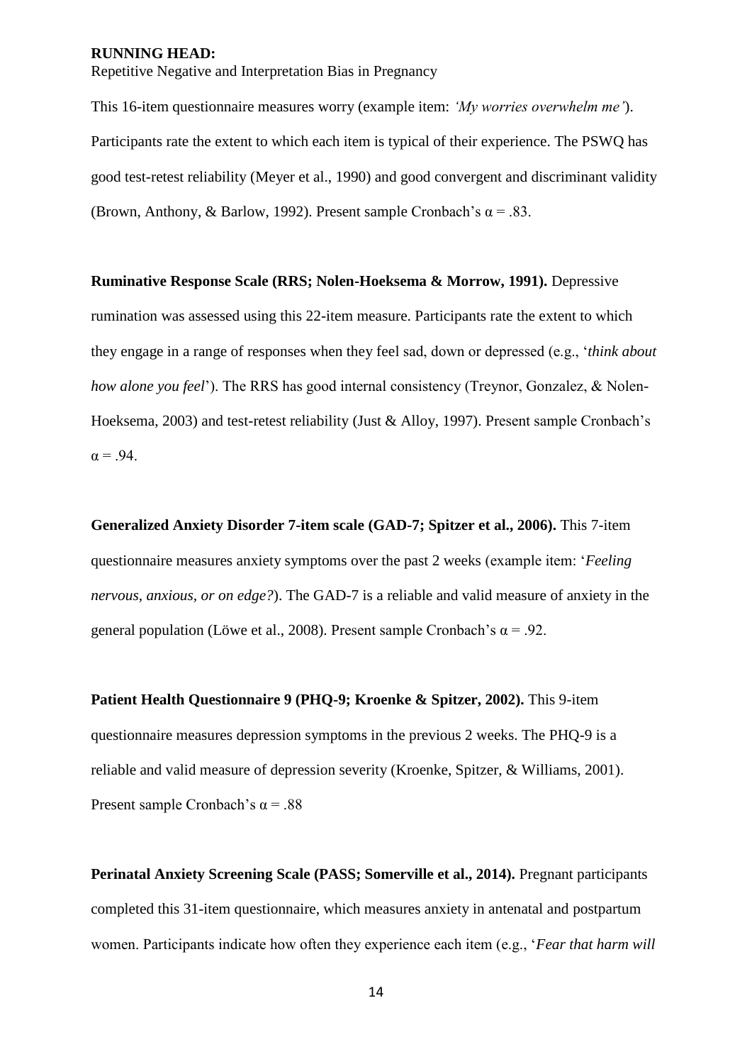This 16-item questionnaire measures worry (example item: *'My worries overwhelm me'*). Participants rate the extent to which each item is typical of their experience. The PSWQ has good test-retest reliability (Meyer et al., 1990) and good convergent and discriminant validity (Brown, Anthony, & Barlow, 1992). Present sample Cronbach's $\alpha = .83$.

**Ruminative Response Scale (RRS; Nolen-Hoeksema & Morrow, 1991).** Depressive rumination was assessed using this 22-item measure. Participants rate the extent to which they engage in a range of responses when they feel sad, down or depressed (e.g., '*think about how alone you feel*'). The RRS has good internal consistency (Treynor, Gonzalez, & Nolen-Hoeksema, 2003) and test-retest reliability (Just & Alloy, 1997). Present sample Cronbach's $\alpha = .94$.

**Generalized Anxiety Disorder 7-item scale (GAD-7; Spitzer et al., 2006).** This 7-item questionnaire measures anxiety symptoms over the past 2 weeks (example item: '*Feeling nervous, anxious, or on edge?*'). The GAD-7 is a reliable and valid measure of anxiety in the general population (Löwe et al., 2008). Present sample Cronbach's $\alpha = .92$.

**Patient Health Questionnaire 9 (PHQ-9; Kroenke & Spitzer, 2002).** This 9-item questionnaire measures depression symptoms in the previous 2 weeks. The PHQ-9 is a reliable and valid measure of depression severity (Kroenke, Spitzer, & Williams, 2001). Present sample Cronbach's $\alpha = .88$

**Perinatal Anxiety Screening Scale (PASS; Somerville et al., 2014).** Pregnant participants completed this 31-item questionnaire, which measures anxiety in antenatal and postpartum women. Participants indicate how often they experience each item (e.g., '*Fear that harm will*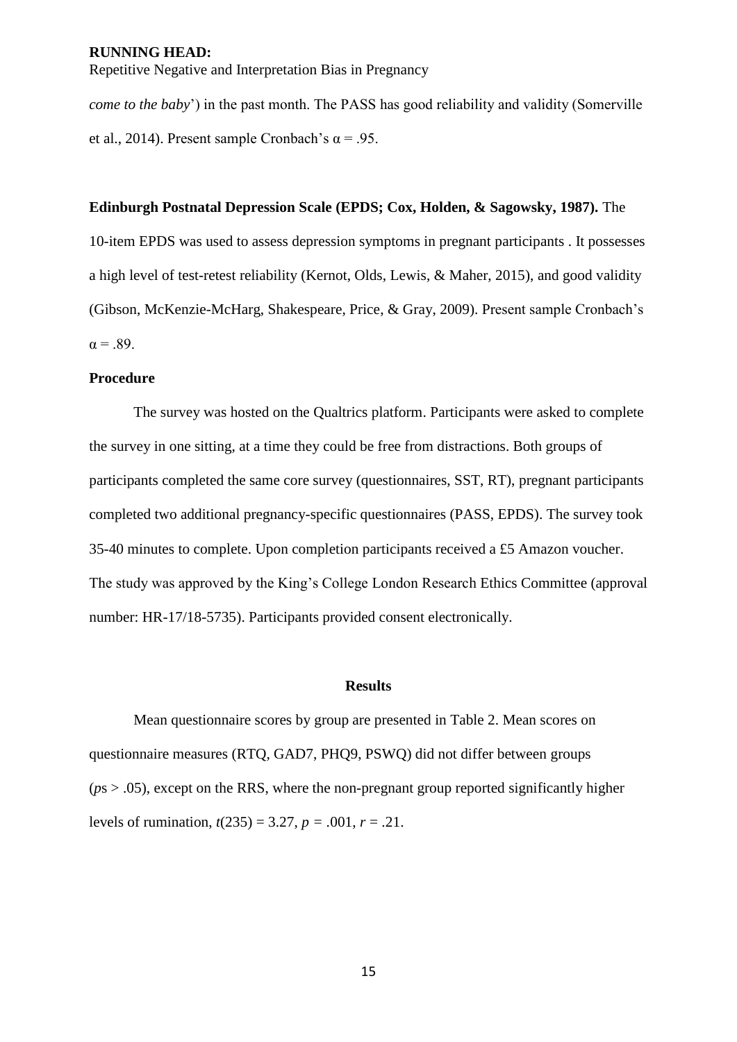*come to the baby*') in the past month. The PASS has good reliability and validity (Somerville et al., 2014). Present sample Cronbach's $\alpha = .95$.

**Edinburgh Postnatal Depression Scale (EPDS; Cox, Holden, & Sagowsky, 1987).** The 10-item EPDS was used to assess depression symptoms in pregnant participants . It possesses a high level of test-retest reliability (Kernot, Olds, Lewis, & Maher, 2015), and good validity (Gibson, McKenzie-McHarg, Shakespeare, Price, & Gray, 2009). Present sample Cronbach's $\alpha = .89$.

### Procedure

The survey was hosted on the Qualtrics platform. Participants were asked to complete the survey in one sitting, at a time they could be free from distractions. Both groups of participants completed the same core survey (questionnaires, SST, RT), pregnant participants completed two additional pregnancy-specific questionnaires (PASS, EPDS). The survey took 35-40 minutes to complete. Upon completion participants received a £5 Amazon voucher. The study was approved by the King's College London Research Ethics Committee (approval number: HR-17/18-5735). Participants provided consent electronically.

## Results

Mean questionnaire scores by group are presented in Table 2. Mean scores on questionnaire measures (RTQ, GAD7, PHQ9, PSWQ) did not differ between groups ($p$s > .05), except on the RRS, where the non-pregnant group reported significantly higher levels of rumination, $t(235) = 3.27$, $p = .001$, $r = .21$.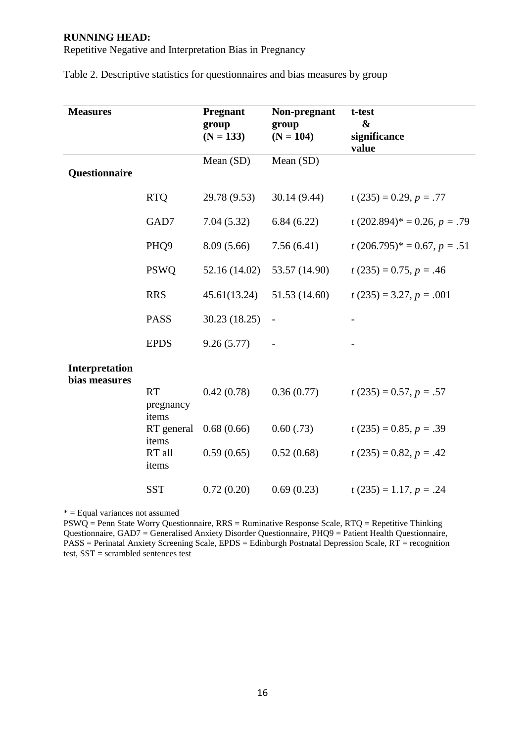Table 2. Descriptive statistics for questionnaires and bias measures by group

| **Measures** | | **Pregnant group (N = 133)** | **Non-pregnant group (N = 104)** | **t-test & significance value** |
|---|---|---|---|---|
| | | Mean (SD) | Mean (SD) | |
| **Questionnaire** | | | | |
| | RTQ | 29.78 (9.53) | 30.14 (9.44) | $t$ (235) = 0.29, $p$ = .77 |
| | GAD7 | 7.04 (5.32) | 6.84 (6.22) | $t$ (202.894)* = 0.26, $p$ = .79 |
| | PHQ9 | 8.09 (5.66) | 7.56 (6.41) | $t$ (206.795)* = 0.67, $p$ = .51 |
| | PSWQ | 52.16 (14.02) | 53.57 (14.90) | $t$ (235) = 0.75, $p$ = .46 |
| | RRS | 45.61(13.24) | 51.53 (14.60) | $t$ (235) = 3.27, $p$ = .001 |
| | PASS | 30.23 (18.25) | - | - |
| | EPDS | 9.26 (5.77) | - | - |
| **Interpretation bias measures** | | | | |
| | RT pregnancy items | 0.42 (0.78) | 0.36 (0.77) | $t$ (235) = 0.57, $p$ = .57 |
| | RT general items | 0.68 (0.66) | 0.60 (.73) | $t$ (235) = 0.85, $p$ = .39 |
| | RT all items | 0.59 (0.65) | 0.52 (0.68) | $t$ (235) = 0.82, $p$ = .42 |
| | SST | 0.72 (0.20) | 0.69 (0.23) | $t$ (235) = 1.17, $p$ = .24 |

* = Equal variances not assumed

PSWQ = Penn State Worry Questionnaire, RRS = Ruminative Response Scale, RTQ = Repetitive Thinking Questionnaire, GAD7 = Generalised Anxiety Disorder Questionnaire, PHQ9 = Patient Health Questionnaire, PASS = Perinatal Anxiety Screening Scale, EPDS = Edinburgh Postnatal Depression Scale, RT = recognition test, SST = scrambled sentences test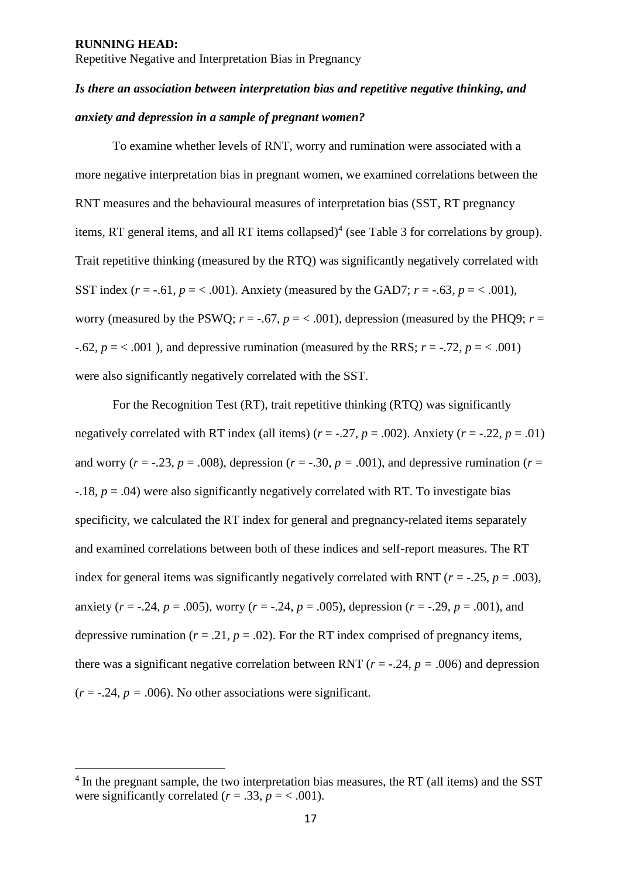*Is there an association between interpretation bias and repetitive negative thinking, and anxiety and depression in a sample of pregnant women?*

To examine whether levels of RNT, worry and rumination were associated with a more negative interpretation bias in pregnant women, we examined correlations between the RNT measures and the behavioural measures of interpretation bias (SST, RT pregnancy items, RT general items, and all RT items collapsed)[4] (see Table 3 for correlations by group). Trait repetitive thinking (measured by the RTQ) was significantly negatively correlated with SST index ($r$ = -.61, $p$ = < .001). Anxiety (measured by the GAD7; $r$ = -.63, $p$ = < .001), worry (measured by the PSWQ; $r$ = -.67, $p$ = < .001), depression (measured by the PHQ9; $r$ = -.62, $p$ = < .001 ), and depressive rumination (measured by the RRS; $r$ = -.72, $p$ = < .001) were also significantly negatively correlated with the SST.

For the Recognition Test (RT), trait repetitive thinking (RTQ) was significantly negatively correlated with RT index (all items) ($r$ = -.27, $p$ = .002). Anxiety ($r$ = -.22, $p$ = .01) and worry ($r$ = -.23, $p$ = .008), depression ($r$ = -.30, $p$ = .001), and depressive rumination ($r$ = -.18, $p$ = .04) were also significantly negatively correlated with RT. To investigate bias specificity, we calculated the RT index for general and pregnancy-related items separately and examined correlations between both of these indices and self-report measures. The RT index for general items was significantly negatively correlated with RNT ($r$ = -.25, $p$ = .003), anxiety ($r$ = -.24, $p$ = .005), worry ($r$ = -.24, $p$ = .005), depression ($r$ = -.29, $p$ = .001), and depressive rumination ($r$ = .21, $p$ = .02). For the RT index comprised of pregnancy items, there was a significant negative correlation between RNT ($r$ = -.24, $p$ = .006) and depression ($r$ = -.24, $p$ = .006). No other associations were significant.

---

[4] In the pregnant sample, the two interpretation bias measures, the RT (all items) and the SST were significantly correlated ($r$ = .33, $p$ = < .001).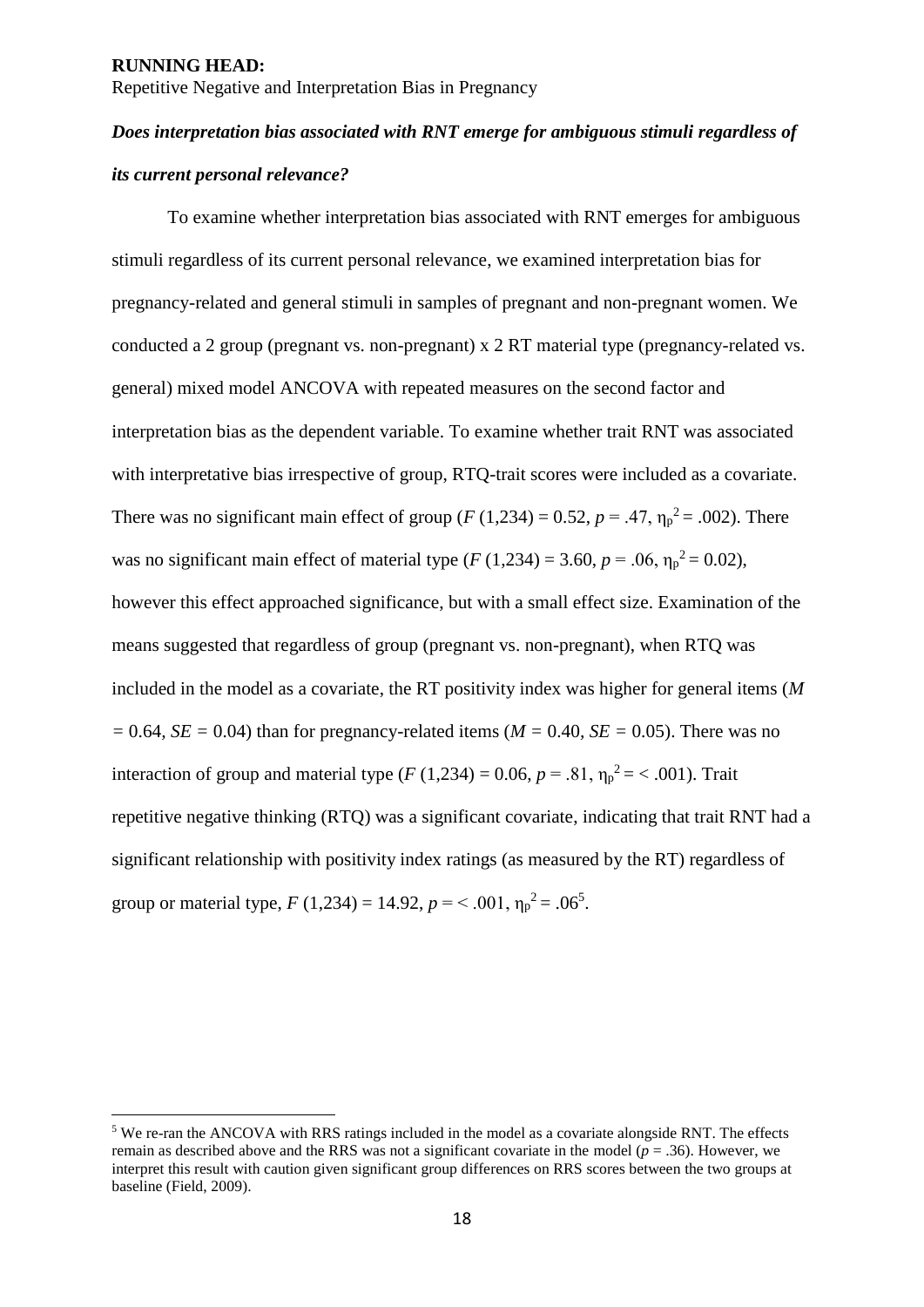***Does interpretation bias associated with RNT emerge for ambiguous stimuli regardless of its current personal relevance?***

To examine whether interpretation bias associated with RNT emerges for ambiguous stimuli regardless of its current personal relevance, we examined interpretation bias for pregnancy-related and general stimuli in samples of pregnant and non-pregnant women. We conducted a 2 group (pregnant vs. non-pregnant) x 2 RT material type (pregnancy-related vs. general) mixed model ANCOVA with repeated measures on the second factor and interpretation bias as the dependent variable. To examine whether trait RNT was associated with interpretative bias irrespective of group, RTQ-trait scores were included as a covariate. There was no significant main effect of group ($F$ (1,234) = 0.52, $p$ = .47, $\eta_p^2$ = .002). There was no significant main effect of material type ($F$ (1,234) = 3.60, $p$ = .06, $\eta_p^2$ = 0.02), however this effect approached significance, but with a small effect size. Examination of the means suggested that regardless of group (pregnant vs. non-pregnant), when RTQ was included in the model as a covariate, the RT positivity index was higher for general items ($M$ = 0.64, $SE$ = 0.04) than for pregnancy-related items ($M$ = 0.40, $SE$ = 0.05). There was no interaction of group and material type ($F$ (1,234) = 0.06, $p$ = .81, $\eta_p^2$ = < .001). Trait repetitive negative thinking (RTQ) was a significant covariate, indicating that trait RNT had a significant relationship with positivity index ratings (as measured by the RT) regardless of group or material type, $F$ (1,234) = 14.92, $p$ = < .001, $\eta_p^2$ = .06[5].

[5] We re-ran the ANCOVA with RRS ratings included in the model as a covariate alongside RNT. The effects remain as described above and the RRS was not a significant covariate in the model ($p$ = .36). However, we interpret this result with caution given significant group differences on RRS scores between the two groups at baseline (Field, 2009).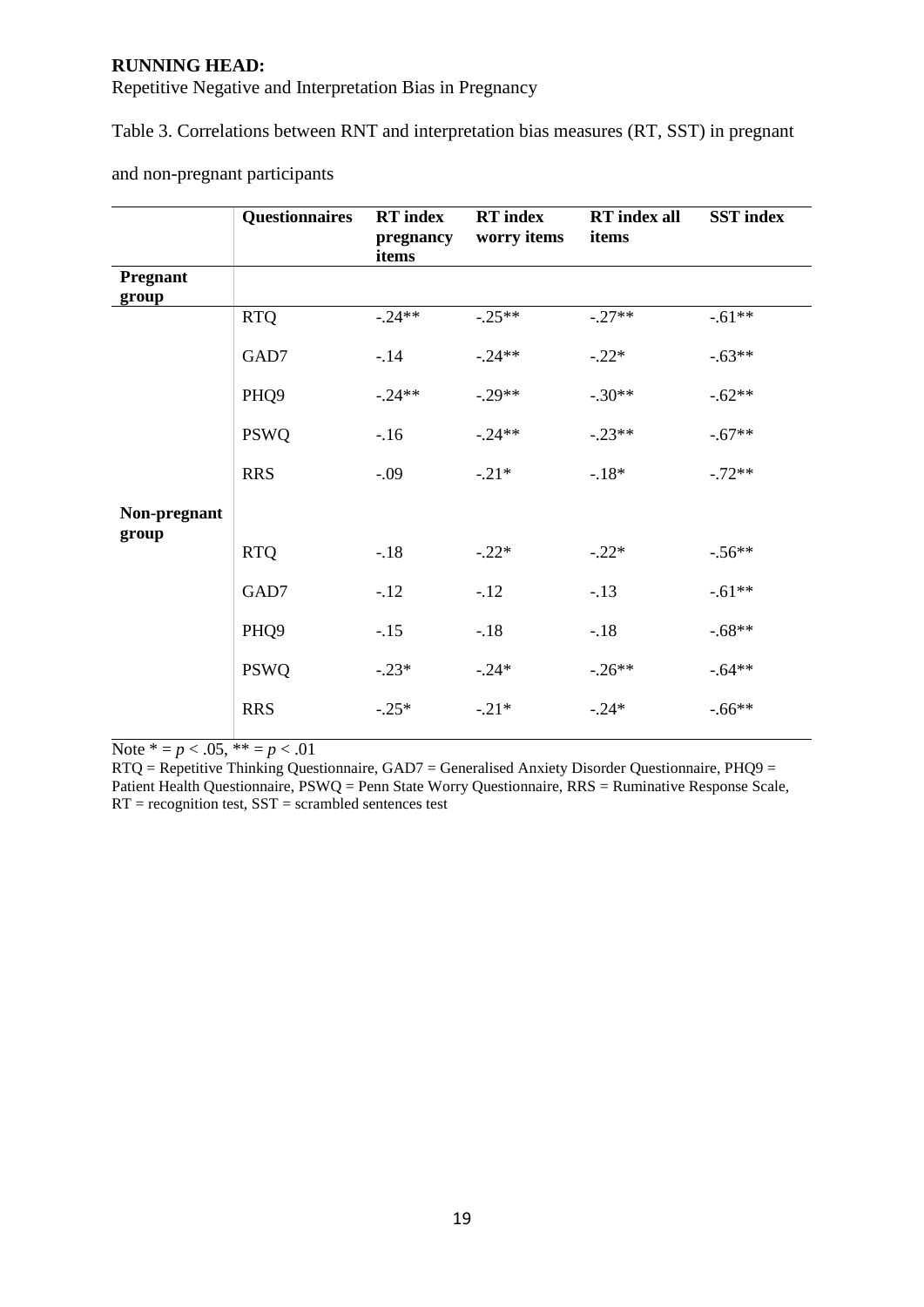Table 3. Correlations between RNT and interpretation bias measures (RT, SST) in pregnant and non-pregnant participants

| | Questionnaires | RT index pregnancy items | RT index worry items | RT index all items | SST index |
|---|---|---|---|---|---|
| **Pregnant group** | | | | | |
| | RTQ | -.24** | -.25** | -.27** | -.61** |
| | GAD7 | -.14 | -.24** | -.22* | -.63** |
| | PHQ9 | -.24** | -.29** | -.30** | -.62** |
| | PSWQ | -.16 | -.24** | -.23** | -.67** |
| | RRS | -.09 | -.21* | -.18* | -.72** |
| **Non-pregnant group** | | | | | |
| | RTQ | -.18 | -.22* | -.22* | -.56** |
| | GAD7 | -.12 | -.12 | -.13 | -.61** |
| | PHQ9 | -.15 | -.18 | -.18 | -.68** |
| | PSWQ | -.23* | -.24* | -.26** | -.64** |
| | RRS | -.25* | -.21* | -.24* | -.66** |

Note * = $p < .05$, ** = $p < .01$

RTQ = Repetitive Thinking Questionnaire, GAD7 = Generalised Anxiety Disorder Questionnaire, PHQ9 = Patient Health Questionnaire, PSWQ = Penn State Worry Questionnaire, RRS = Ruminative Response Scale, RT = recognition test, SST = scrambled sentences test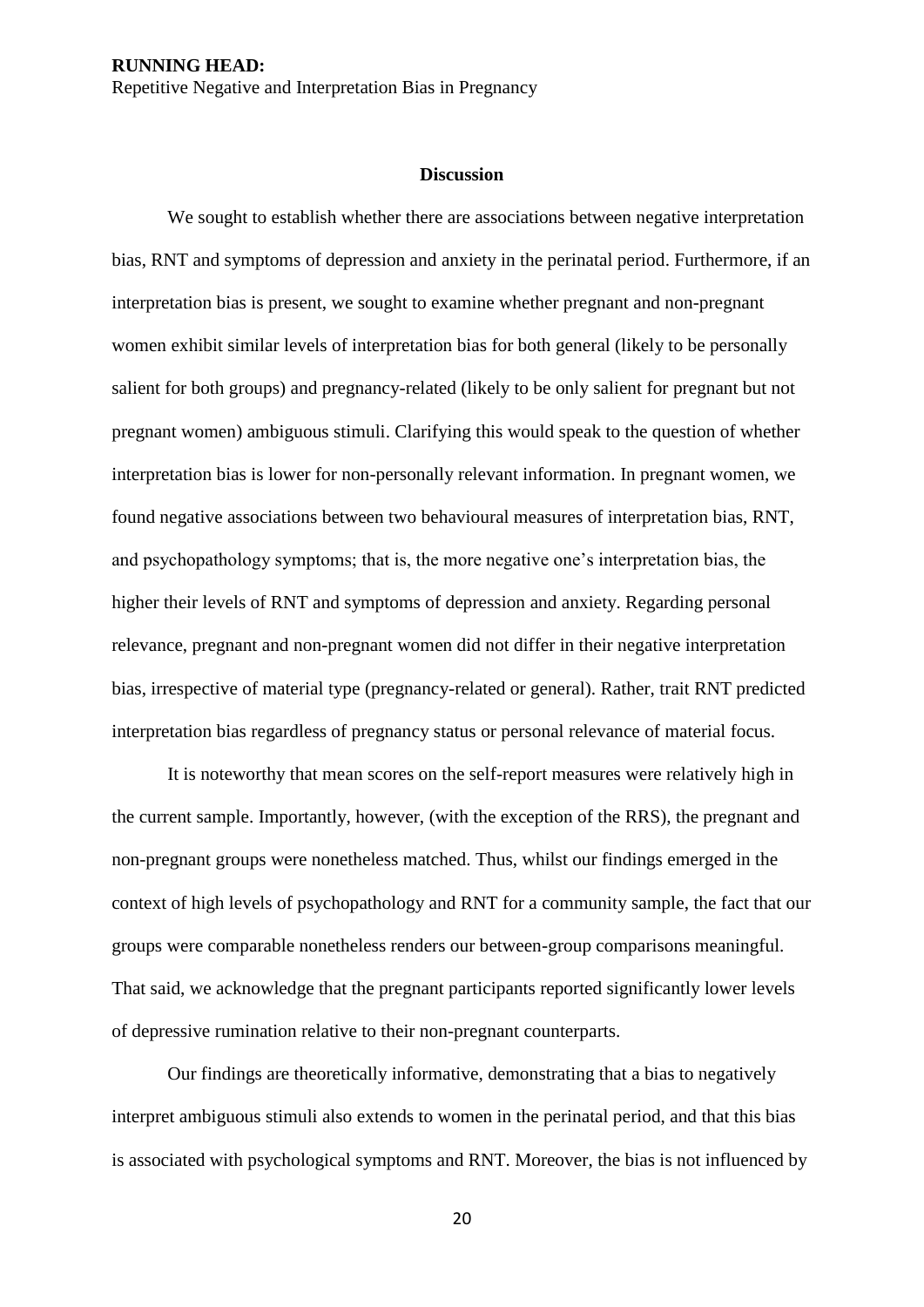## Discussion

We sought to establish whether there are associations between negative interpretation bias, RNT and symptoms of depression and anxiety in the perinatal period. Furthermore, if an interpretation bias is present, we sought to examine whether pregnant and non-pregnant women exhibit similar levels of interpretation bias for both general (likely to be personally salient for both groups) and pregnancy-related (likely to be only salient for pregnant but not pregnant women) ambiguous stimuli. Clarifying this would speak to the question of whether interpretation bias is lower for non-personally relevant information. In pregnant women, we found negative associations between two behavioural measures of interpretation bias, RNT, and psychopathology symptoms; that is, the more negative one's interpretation bias, the higher their levels of RNT and symptoms of depression and anxiety. Regarding personal relevance, pregnant and non-pregnant women did not differ in their negative interpretation bias, irrespective of material type (pregnancy-related or general). Rather, trait RNT predicted interpretation bias regardless of pregnancy status or personal relevance of material focus.

It is noteworthy that mean scores on the self-report measures were relatively high in the current sample. Importantly, however, (with the exception of the RRS), the pregnant and non-pregnant groups were nonetheless matched. Thus, whilst our findings emerged in the context of high levels of psychopathology and RNT for a community sample, the fact that our groups were comparable nonetheless renders our between-group comparisons meaningful. That said, we acknowledge that the pregnant participants reported significantly lower levels of depressive rumination relative to their non-pregnant counterparts.

Our findings are theoretically informative, demonstrating that a bias to negatively interpret ambiguous stimuli also extends to women in the perinatal period, and that this bias is associated with psychological symptoms and RNT. Moreover, the bias is not influenced by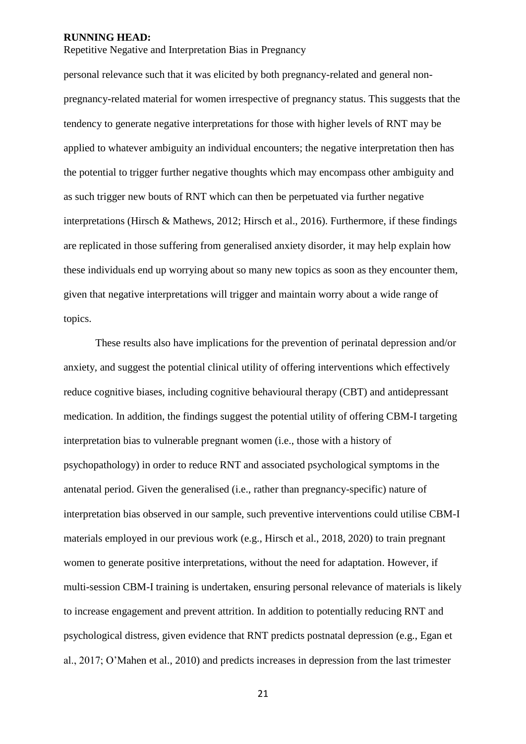personal relevance such that it was elicited by both pregnancy-related and general non-pregnancy-related material for women irrespective of pregnancy status. This suggests that the tendency to generate negative interpretations for those with higher levels of RNT may be applied to whatever ambiguity an individual encounters; the negative interpretation then has the potential to trigger further negative thoughts which may encompass other ambiguity and as such trigger new bouts of RNT which can then be perpetuated via further negative interpretations (Hirsch & Mathews, 2012; Hirsch et al., 2016). Furthermore, if these findings are replicated in those suffering from generalised anxiety disorder, it may help explain how these individuals end up worrying about so many new topics as soon as they encounter them, given that negative interpretations will trigger and maintain worry about a wide range of topics.

These results also have implications for the prevention of perinatal depression and/or anxiety, and suggest the potential clinical utility of offering interventions which effectively reduce cognitive biases, including cognitive behavioural therapy (CBT) and antidepressant medication. In addition, the findings suggest the potential utility of offering CBM-I targeting interpretation bias to vulnerable pregnant women (i.e., those with a history of psychopathology) in order to reduce RNT and associated psychological symptoms in the antenatal period. Given the generalised (i.e., rather than pregnancy-specific) nature of interpretation bias observed in our sample, such preventive interventions could utilise CBM-I materials employed in our previous work (e.g., Hirsch et al., 2018, 2020) to train pregnant women to generate positive interpretations, without the need for adaptation. However, if multi-session CBM-I training is undertaken, ensuring personal relevance of materials is likely to increase engagement and prevent attrition. In addition to potentially reducing RNT and psychological distress, given evidence that RNT predicts postnatal depression (e.g., Egan et al., 2017; O'Mahen et al., 2010) and predicts increases in depression from the last trimester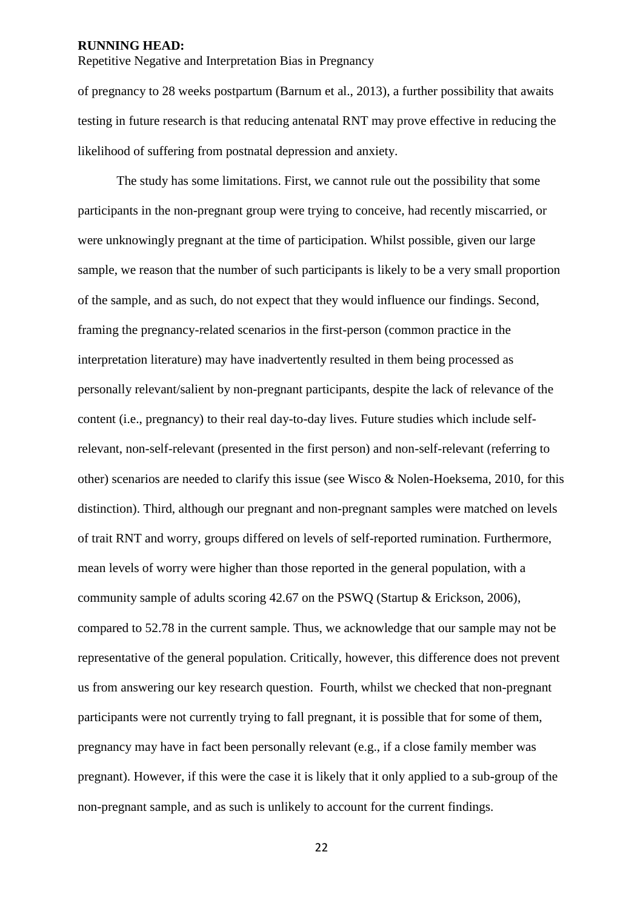of pregnancy to 28 weeks postpartum (Barnum et al., 2013), a further possibility that awaits testing in future research is that reducing antenatal RNT may prove effective in reducing the likelihood of suffering from postnatal depression and anxiety.

The study has some limitations. First, we cannot rule out the possibility that some participants in the non-pregnant group were trying to conceive, had recently miscarried, or were unknowingly pregnant at the time of participation. Whilst possible, given our large sample, we reason that the number of such participants is likely to be a very small proportion of the sample, and as such, do not expect that they would influence our findings. Second, framing the pregnancy-related scenarios in the first-person (common practice in the interpretation literature) may have inadvertently resulted in them being processed as personally relevant/salient by non-pregnant participants, despite the lack of relevance of the content (i.e., pregnancy) to their real day-to-day lives. Future studies which include self-relevant, non-self-relevant (presented in the first person) and non-self-relevant (referring to other) scenarios are needed to clarify this issue (see Wisco & Nolen-Hoeksema, 2010, for this distinction). Third, although our pregnant and non-pregnant samples were matched on levels of trait RNT and worry, groups differed on levels of self-reported rumination. Furthermore, mean levels of worry were higher than those reported in the general population, with a community sample of adults scoring 42.67 on the PSWQ (Startup & Erickson, 2006), compared to 52.78 in the current sample. Thus, we acknowledge that our sample may not be representative of the general population. Critically, however, this difference does not prevent us from answering our key research question. Fourth, whilst we checked that non-pregnant participants were not currently trying to fall pregnant, it is possible that for some of them, pregnancy may have in fact been personally relevant (e.g., if a close family member was pregnant). However, if this were the case it is likely that it only applied to a sub-group of the non-pregnant sample, and as such is unlikely to account for the current findings.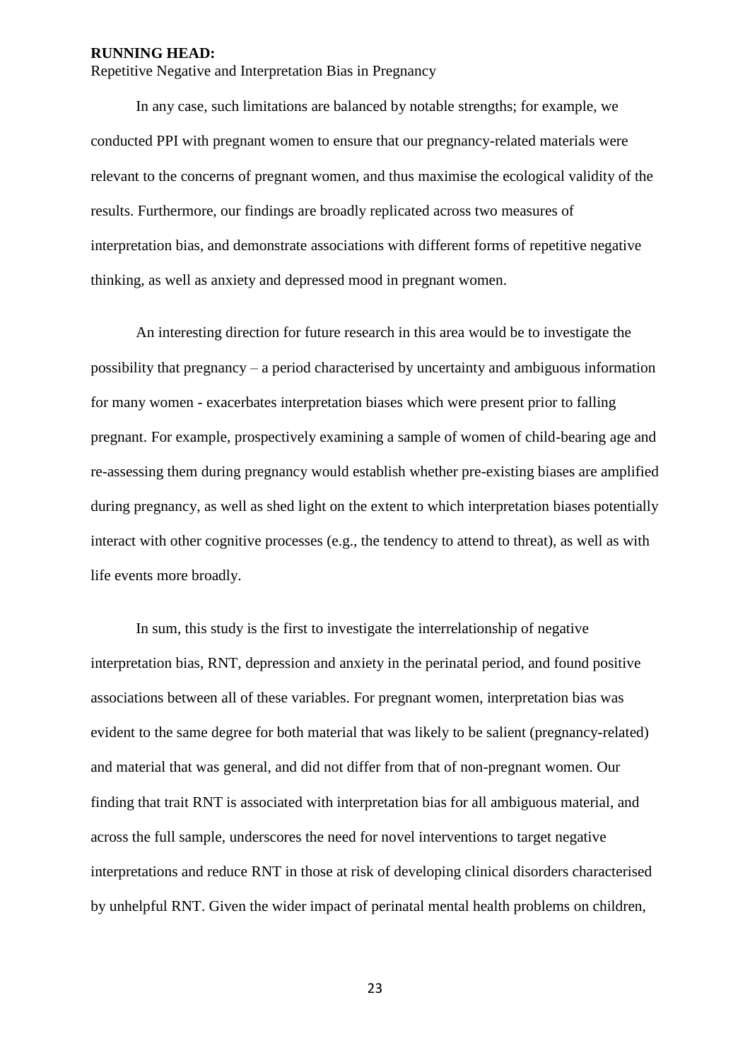In any case, such limitations are balanced by notable strengths; for example, we conducted PPI with pregnant women to ensure that our pregnancy-related materials were relevant to the concerns of pregnant women, and thus maximise the ecological validity of the results. Furthermore, our findings are broadly replicated across two measures of interpretation bias, and demonstrate associations with different forms of repetitive negative thinking, as well as anxiety and depressed mood in pregnant women.

An interesting direction for future research in this area would be to investigate the possibility that pregnancy – a period characterised by uncertainty and ambiguous information for many women - exacerbates interpretation biases which were present prior to falling pregnant. For example, prospectively examining a sample of women of child-bearing age and re-assessing them during pregnancy would establish whether pre-existing biases are amplified during pregnancy, as well as shed light on the extent to which interpretation biases potentially interact with other cognitive processes (e.g., the tendency to attend to threat), as well as with life events more broadly.

In sum, this study is the first to investigate the interrelationship of negative interpretation bias, RNT, depression and anxiety in the perinatal period, and found positive associations between all of these variables. For pregnant women, interpretation bias was evident to the same degree for both material that was likely to be salient (pregnancy-related) and material that was general, and did not differ from that of non-pregnant women. Our finding that trait RNT is associated with interpretation bias for all ambiguous material, and across the full sample, underscores the need for novel interventions to target negative interpretations and reduce RNT in those at risk of developing clinical disorders characterised by unhelpful RNT. Given the wider impact of perinatal mental health problems on children,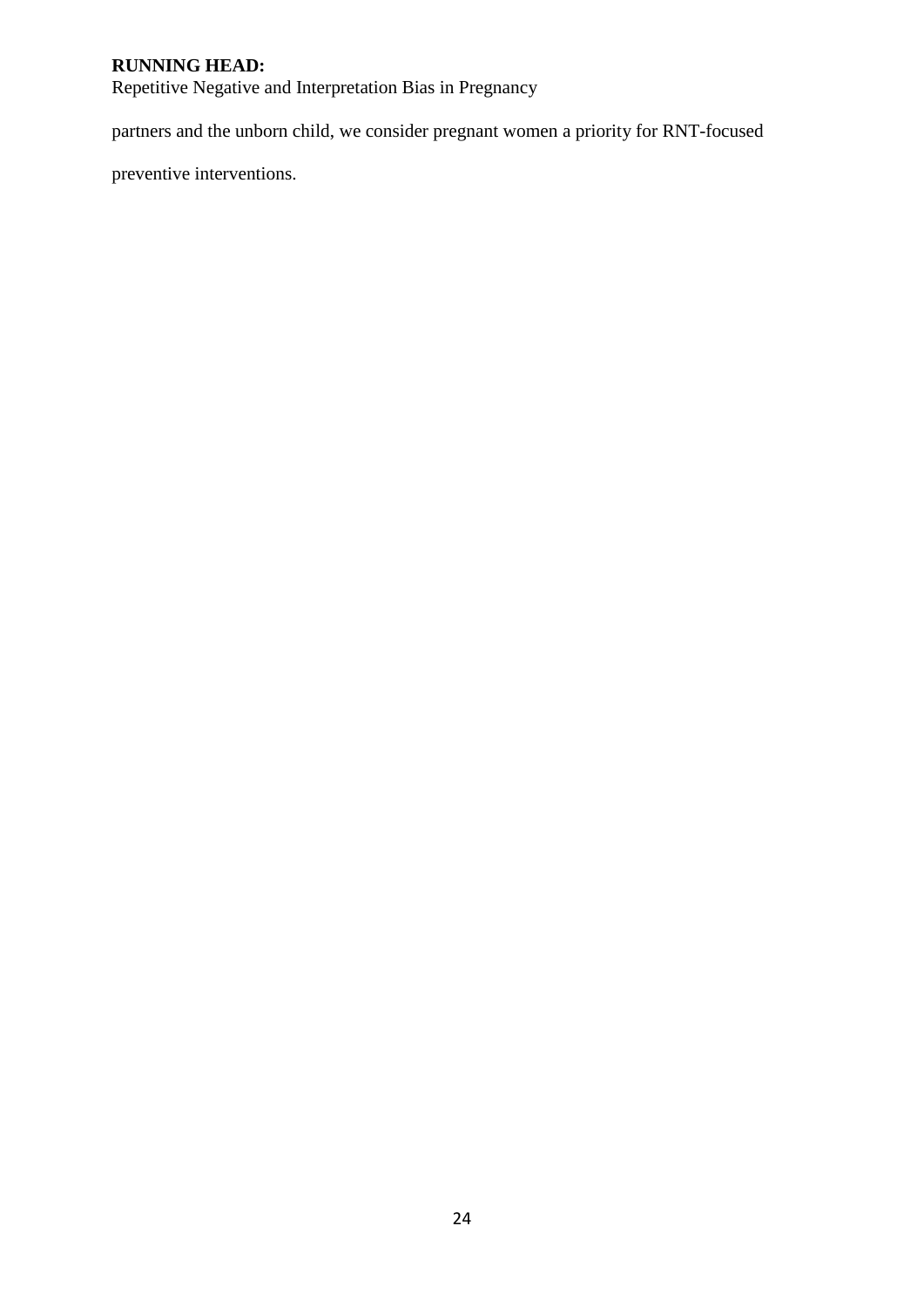partners and the unborn child, we consider pregnant women a priority for RNT-focused preventive interventions.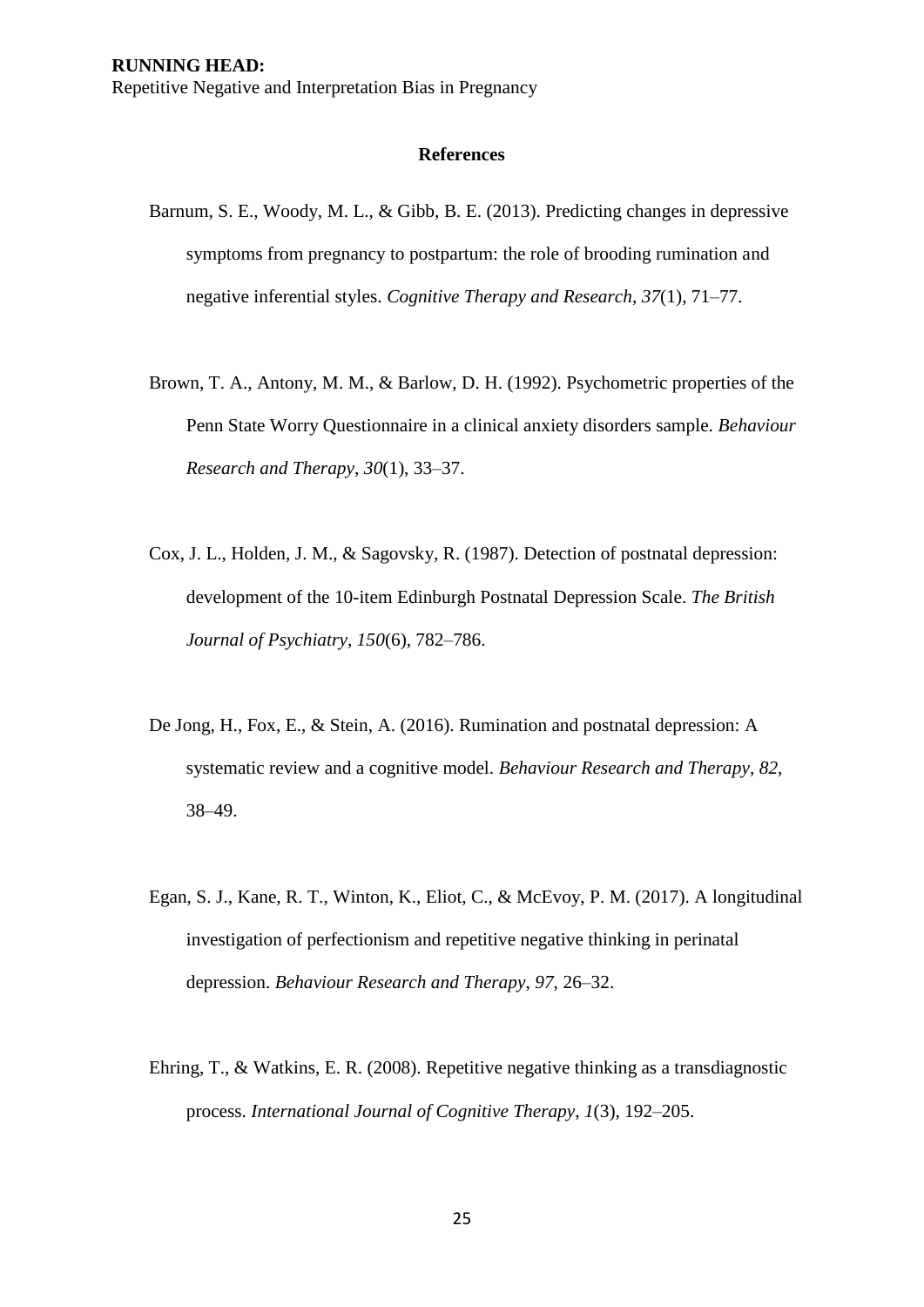## References

Barnum, S. E., Woody, M. L., & Gibb, B. E. (2013). Predicting changes in depressive symptoms from pregnancy to postpartum: the role of brooding rumination and negative inferential styles. *Cognitive Therapy and Research*, *37*(1), 71–77.

Brown, T. A., Antony, M. M., & Barlow, D. H. (1992). Psychometric properties of the Penn State Worry Questionnaire in a clinical anxiety disorders sample. *Behaviour Research and Therapy*, *30*(1), 33–37.

Cox, J. L., Holden, J. M., & Sagovsky, R. (1987). Detection of postnatal depression: development of the 10-item Edinburgh Postnatal Depression Scale. *The British Journal of Psychiatry*, *150*(6), 782–786.

De Jong, H., Fox, E., & Stein, A. (2016). Rumination and postnatal depression: A systematic review and a cognitive model. *Behaviour Research and Therapy*, *82*, 38–49.

Egan, S. J., Kane, R. T., Winton, K., Eliot, C., & McEvoy, P. M. (2017). A longitudinal investigation of perfectionism and repetitive negative thinking in perinatal depression. *Behaviour Research and Therapy*, *97*, 26–32.

Ehring, T., & Watkins, E. R. (2008). Repetitive negative thinking as a transdiagnostic process. *International Journal of Cognitive Therapy*, *1*(3), 192–205.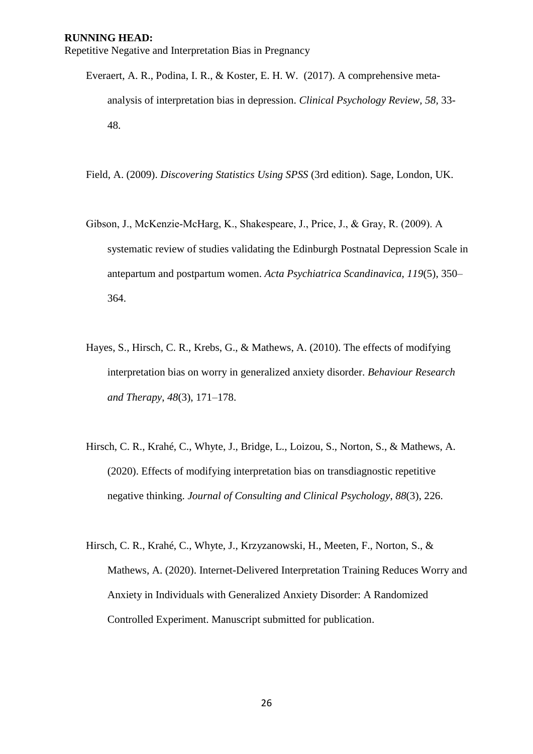Everaert, A. R., Podina, I. R., & Koster, E. H. W. (2017). A comprehensive meta-analysis of interpretation bias in depression. *Clinical Psychology Review, 58*, 33-48.

Field, A. (2009). *Discovering Statistics Using SPSS* (3rd edition). Sage, London, UK.

Gibson, J., McKenzie-McHarg, K., Shakespeare, J., Price, J., & Gray, R. (2009). A systematic review of studies validating the Edinburgh Postnatal Depression Scale in antepartum and postpartum women. *Acta Psychiatrica Scandinavica*, *119*(5), 350–364.

Hayes, S., Hirsch, C. R., Krebs, G., & Mathews, A. (2010). The effects of modifying interpretation bias on worry in generalized anxiety disorder. *Behaviour Research and Therapy*, *48*(3), 171–178.

Hirsch, C. R., Krahé, C., Whyte, J., Bridge, L., Loizou, S., Norton, S., & Mathews, A. (2020). Effects of modifying interpretation bias on transdiagnostic repetitive negative thinking. *Journal of Consulting and Clinical Psychology, 88*(3), 226.

Hirsch, C. R., Krahé, C., Whyte, J., Krzyzanowski, H., Meeten, F., Norton, S., & Mathews, A. (2020). Internet-Delivered Interpretation Training Reduces Worry and Anxiety in Individuals with Generalized Anxiety Disorder: A Randomized Controlled Experiment. Manuscript submitted for publication.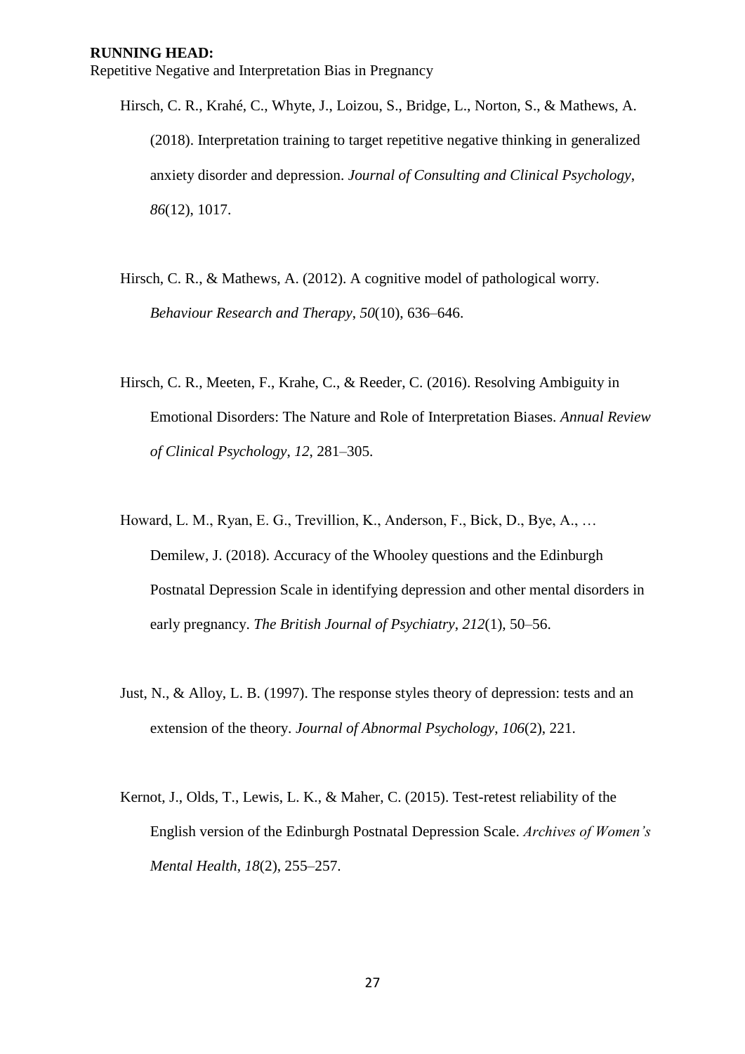Hirsch, C. R., Krahé, C., Whyte, J., Loizou, S., Bridge, L., Norton, S., & Mathews, A. (2018). Interpretation training to target repetitive negative thinking in generalized anxiety disorder and depression. *Journal of Consulting and Clinical Psychology*, *86*(12), 1017.

Hirsch, C. R., & Mathews, A. (2012). A cognitive model of pathological worry. *Behaviour Research and Therapy*, *50*(10), 636–646.

Hirsch, C. R., Meeten, F., Krahe, C., & Reeder, C. (2016). Resolving Ambiguity in Emotional Disorders: The Nature and Role of Interpretation Biases. *Annual Review of Clinical Psychology*, *12*, 281–305.

Howard, L. M., Ryan, E. G., Trevillion, K., Anderson, F., Bick, D., Bye, A., … Demilew, J. (2018). Accuracy of the Whooley questions and the Edinburgh Postnatal Depression Scale in identifying depression and other mental disorders in early pregnancy. *The British Journal of Psychiatry*, *212*(1), 50–56.

Just, N., & Alloy, L. B. (1997). The response styles theory of depression: tests and an extension of the theory. *Journal of Abnormal Psychology*, *106*(2), 221.

Kernot, J., Olds, T., Lewis, L. K., & Maher, C. (2015). Test-retest reliability of the English version of the Edinburgh Postnatal Depression Scale. *Archives of Women's Mental Health*, *18*(2), 255–257.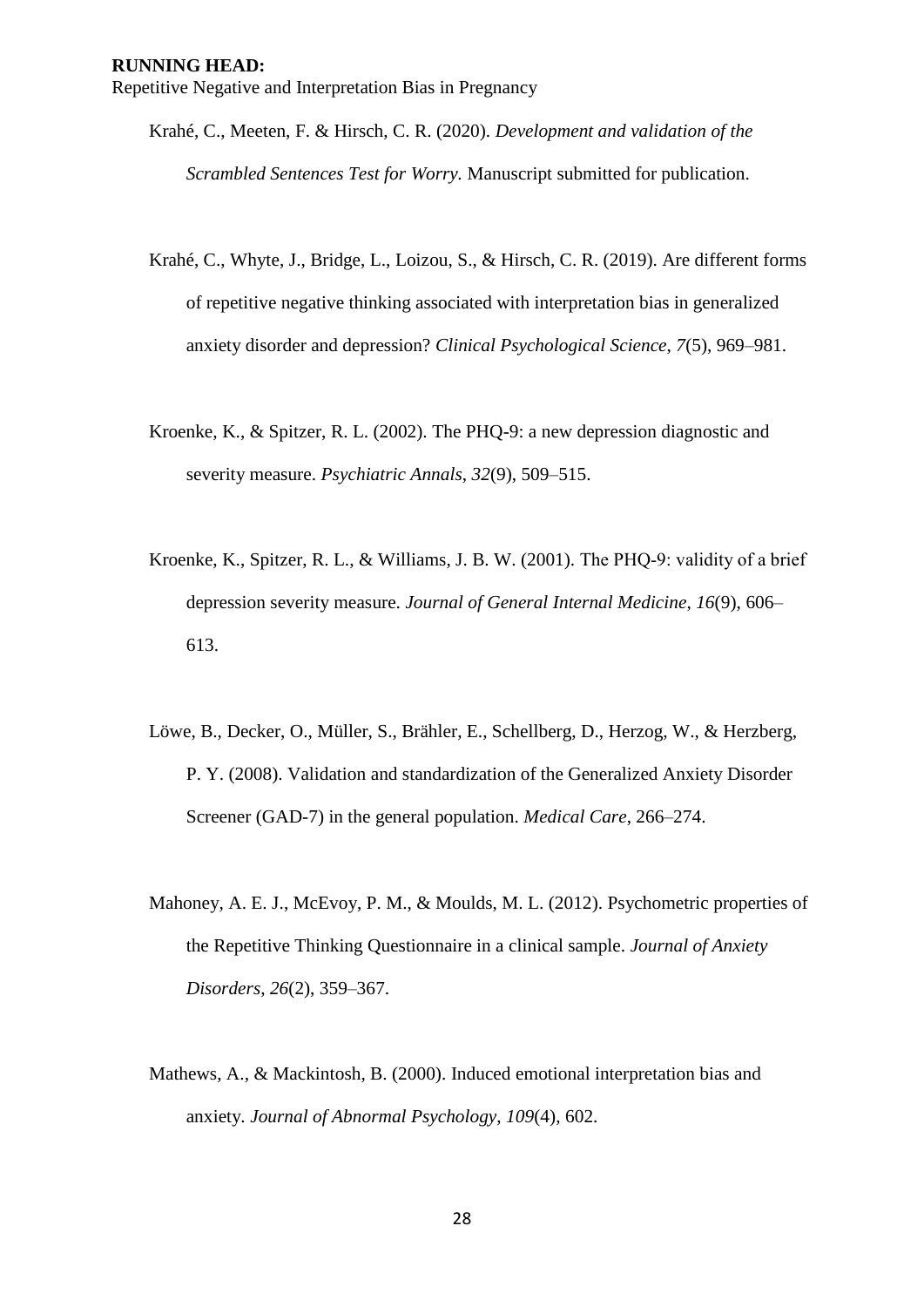Krahé, C., Meeten, F. & Hirsch, C. R. (2020). *Development and validation of the Scrambled Sentences Test for Worry*. Manuscript submitted for publication.

Krahé, C., Whyte, J., Bridge, L., Loizou, S., & Hirsch, C. R. (2019). Are different forms of repetitive negative thinking associated with interpretation bias in generalized anxiety disorder and depression? *Clinical Psychological Science*, *7*(5), 969–981.

Kroenke, K., & Spitzer, R. L. (2002). The PHQ-9: a new depression diagnostic and severity measure. *Psychiatric Annals*, *32*(9), 509–515.

Kroenke, K., Spitzer, R. L., & Williams, J. B. W. (2001). The PHQ-9: validity of a brief depression severity measure. *Journal of General Internal Medicine*, *16*(9), 606–613.

Löwe, B., Decker, O., Müller, S., Brähler, E., Schellberg, D., Herzog, W., & Herzberg, P. Y. (2008). Validation and standardization of the Generalized Anxiety Disorder Screener (GAD-7) in the general population. *Medical Care*, 266–274.

Mahoney, A. E. J., McEvoy, P. M., & Moulds, M. L. (2012). Psychometric properties of the Repetitive Thinking Questionnaire in a clinical sample. *Journal of Anxiety Disorders*, *26*(2), 359–367.

Mathews, A., & Mackintosh, B. (2000). Induced emotional interpretation bias and anxiety. *Journal of Abnormal Psychology*, *109*(4), 602.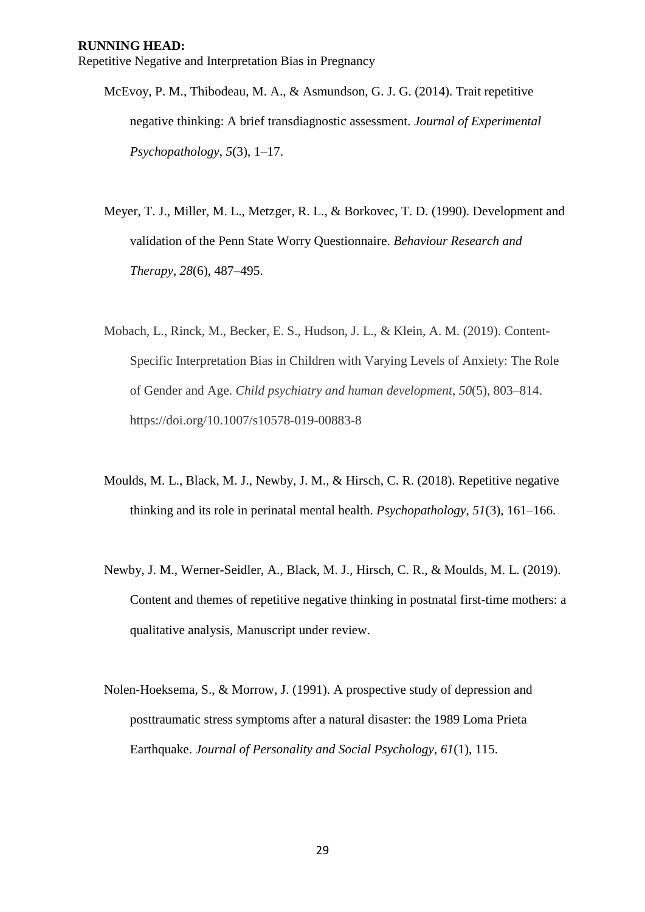McEvoy, P. M., Thibodeau, M. A., & Asmundson, G. J. G. (2014). Trait repetitive negative thinking: A brief transdiagnostic assessment. *Journal of Experimental Psychopathology*, *5*(3), 1–17.

Meyer, T. J., Miller, M. L., Metzger, R. L., & Borkovec, T. D. (1990). Development and validation of the Penn State Worry Questionnaire. *Behaviour Research and Therapy*, *28*(6), 487–495.

Mobach, L., Rinck, M., Becker, E. S., Hudson, J. L., & Klein, A. M. (2019). Content-Specific Interpretation Bias in Children with Varying Levels of Anxiety: The Role of Gender and Age. *Child psychiatry and human development*, *50*(5), 803–814. https://doi.org/10.1007/s10578-019-00883-8

Moulds, M. L., Black, M. J., Newby, J. M., & Hirsch, C. R. (2018). Repetitive negative thinking and its role in perinatal mental health. *Psychopathology*, *51*(3), 161–166.

Newby, J. M., Werner-Seidler, A., Black, M. J., Hirsch, C. R., & Moulds, M. L. (2019). Content and themes of repetitive negative thinking in postnatal first-time mothers: a qualitative analysis, Manuscript under review.

Nolen-Hoeksema, S., & Morrow, J. (1991). A prospective study of depression and posttraumatic stress symptoms after a natural disaster: the 1989 Loma Prieta Earthquake. *Journal of Personality and Social Psychology*, *61*(1), 115.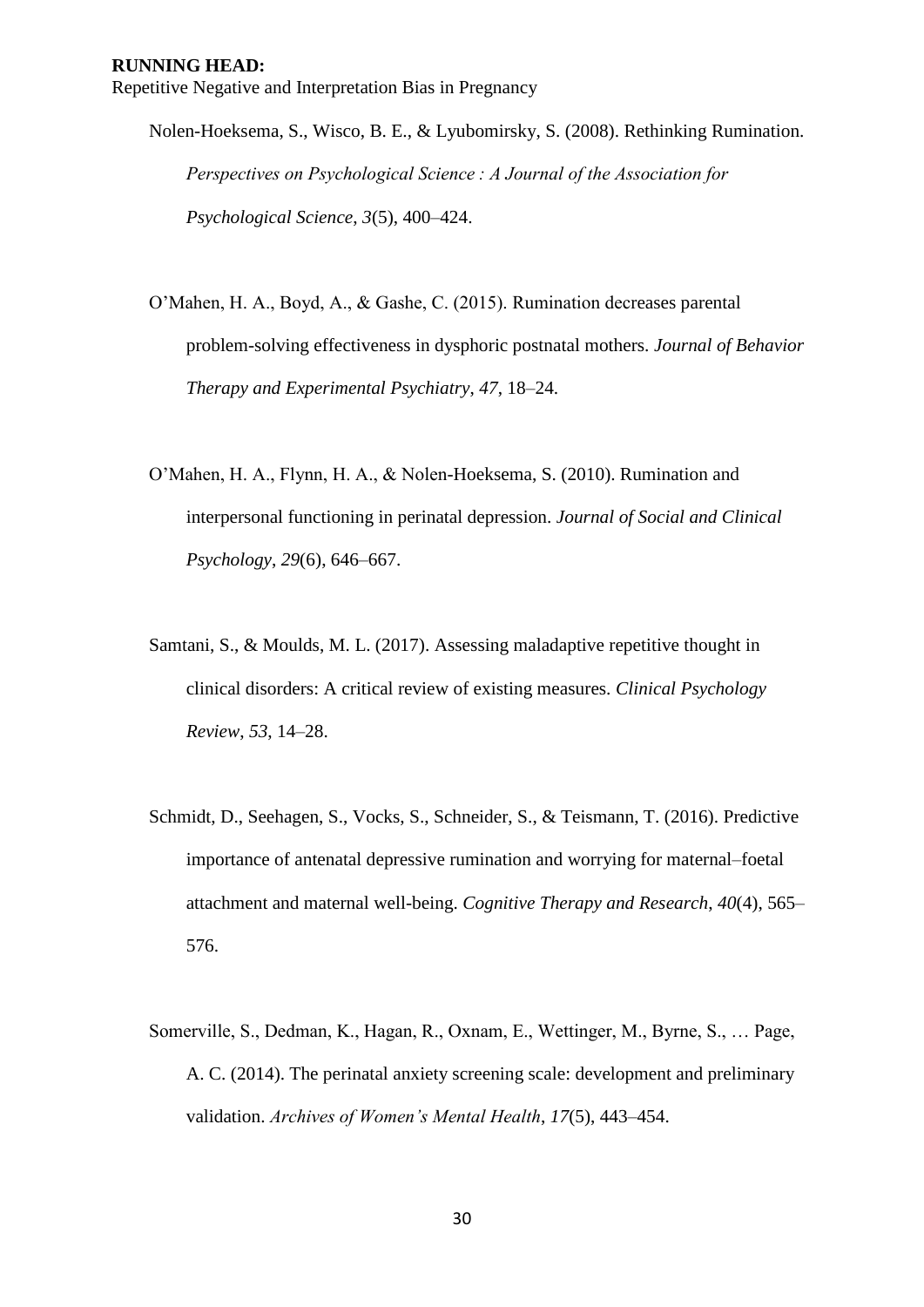Nolen-Hoeksema, S., Wisco, B. E., & Lyubomirsky, S. (2008). Rethinking Rumination. *Perspectives on Psychological Science : A Journal of the Association for Psychological Science*, *3*(5), 400–424.

O'Mahen, H. A., Boyd, A., & Gashe, C. (2015). Rumination decreases parental problem-solving effectiveness in dysphoric postnatal mothers. *Journal of Behavior Therapy and Experimental Psychiatry*, *47*, 18–24.

O'Mahen, H. A., Flynn, H. A., & Nolen-Hoeksema, S. (2010). Rumination and interpersonal functioning in perinatal depression. *Journal of Social and Clinical Psychology*, *29*(6), 646–667.

Samtani, S., & Moulds, M. L. (2017). Assessing maladaptive repetitive thought in clinical disorders: A critical review of existing measures. *Clinical Psychology Review*, *53*, 14–28.

Schmidt, D., Seehagen, S., Vocks, S., Schneider, S., & Teismann, T. (2016). Predictive importance of antenatal depressive rumination and worrying for maternal–foetal attachment and maternal well-being. *Cognitive Therapy and Research*, *40*(4), 565–576.

Somerville, S., Dedman, K., Hagan, R., Oxnam, E., Wettinger, M., Byrne, S., … Page, A. C. (2014). The perinatal anxiety screening scale: development and preliminary validation. *Archives of Women's Mental Health*, *17*(5), 443–454.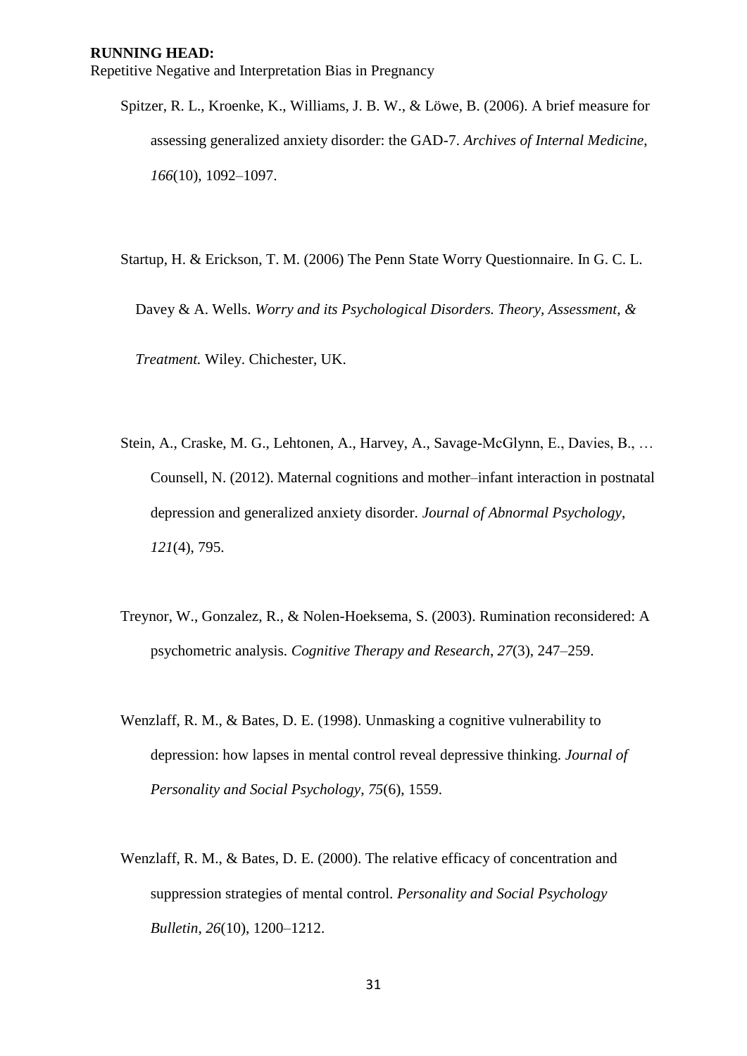Spitzer, R. L., Kroenke, K., Williams, J. B. W., & Löwe, B. (2006). A brief measure for assessing generalized anxiety disorder: the GAD-7. *Archives of Internal Medicine*, *166*(10), 1092–1097.

Startup, H. & Erickson, T. M. (2006) The Penn State Worry Questionnaire. In G. C. L. Davey & A. Wells. *Worry and its Psychological Disorders. Theory, Assessment, & Treatment.* Wiley. Chichester, UK.

Stein, A., Craske, M. G., Lehtonen, A., Harvey, A., Savage-McGlynn, E., Davies, B., … Counsell, N. (2012). Maternal cognitions and mother–infant interaction in postnatal depression and generalized anxiety disorder. *Journal of Abnormal Psychology*, *121*(4), 795.

Treynor, W., Gonzalez, R., & Nolen-Hoeksema, S. (2003). Rumination reconsidered: A psychometric analysis. *Cognitive Therapy and Research*, *27*(3), 247–259.

Wenzlaff, R. M., & Bates, D. E. (1998). Unmasking a cognitive vulnerability to depression: how lapses in mental control reveal depressive thinking. *Journal of Personality and Social Psychology*, *75*(6), 1559.

Wenzlaff, R. M., & Bates, D. E. (2000). The relative efficacy of concentration and suppression strategies of mental control. *Personality and Social Psychology Bulletin*, *26*(10), 1200–1212.